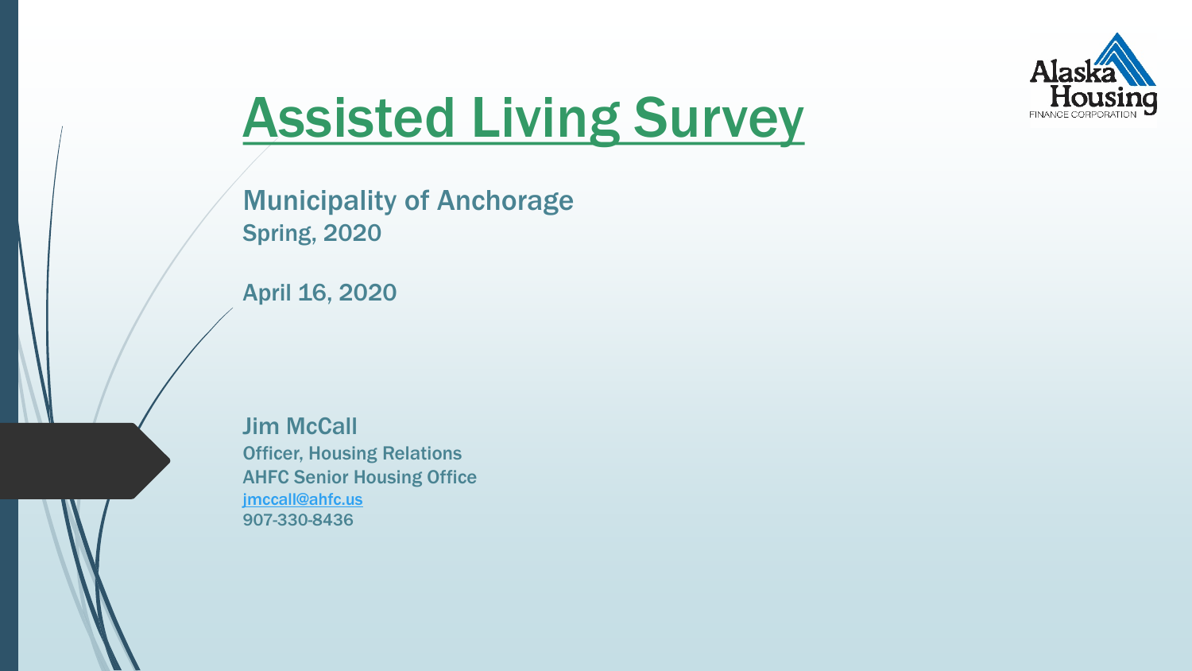# Assisted Living Survey

## Municipality of Anchorage

Spring, 2020

April 16, 2020

**Jim McCall**
Officer, Housing Relations
AHFC Senior Housing Office
jmccall@ahfc.us
907-330-8436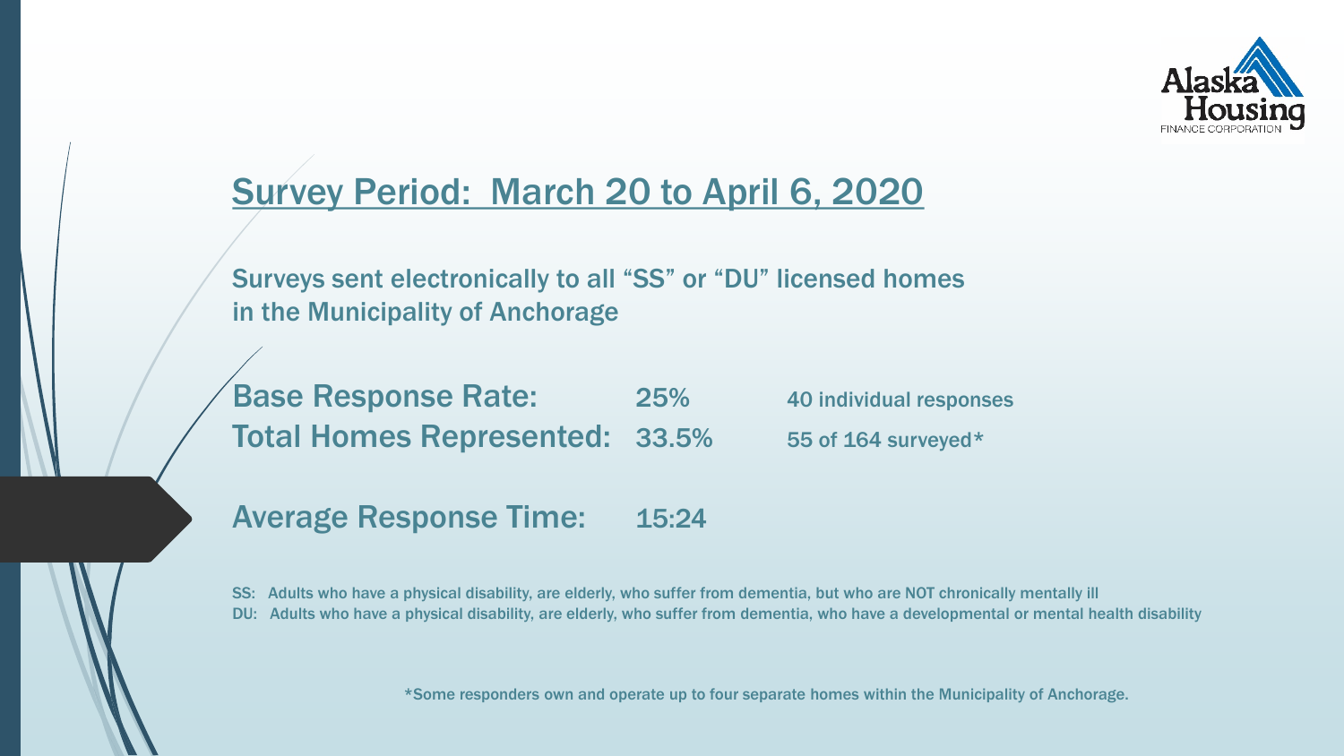## Survey Period: March 20 to April 6, 2020

Surveys sent electronically to all "SS" or "DU" licensed homes in the Municipality of Anchorage

| | | |
|---|---|---|
| **Base Response Rate:** | 25% | 40 individual responses |
| **Total Homes Represented:** | 33.5% | 55 of 164 surveyed* |

**Average Response Time:** 15:24

SS: Adults who have a physical disability, are elderly, who suffer from dementia, but who are NOT chronically mentally ill

DU: Adults who have a physical disability, are elderly, who suffer from dementia, who have a developmental or mental health disability

*Some responders own and operate up to four separate homes within the Municipality of Anchorage.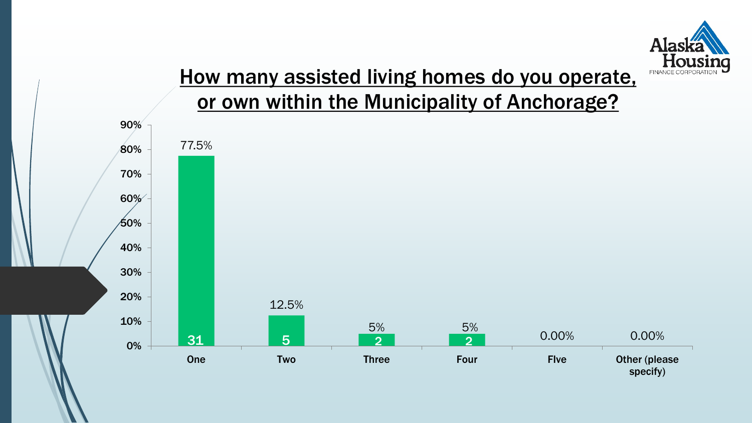# How many assisted living homes do you operate, or own within the Municipality of Anchorage?

| Response | Percent | Count |
|---|---|---|
| One | 77.5% | 31 |
| Two | 12.5% | 5 |
| Three | 5% | 2 |
| Four | 5% | 2 |
| FIve | 0.00% | |
| Other (please specify) | 0.00% | |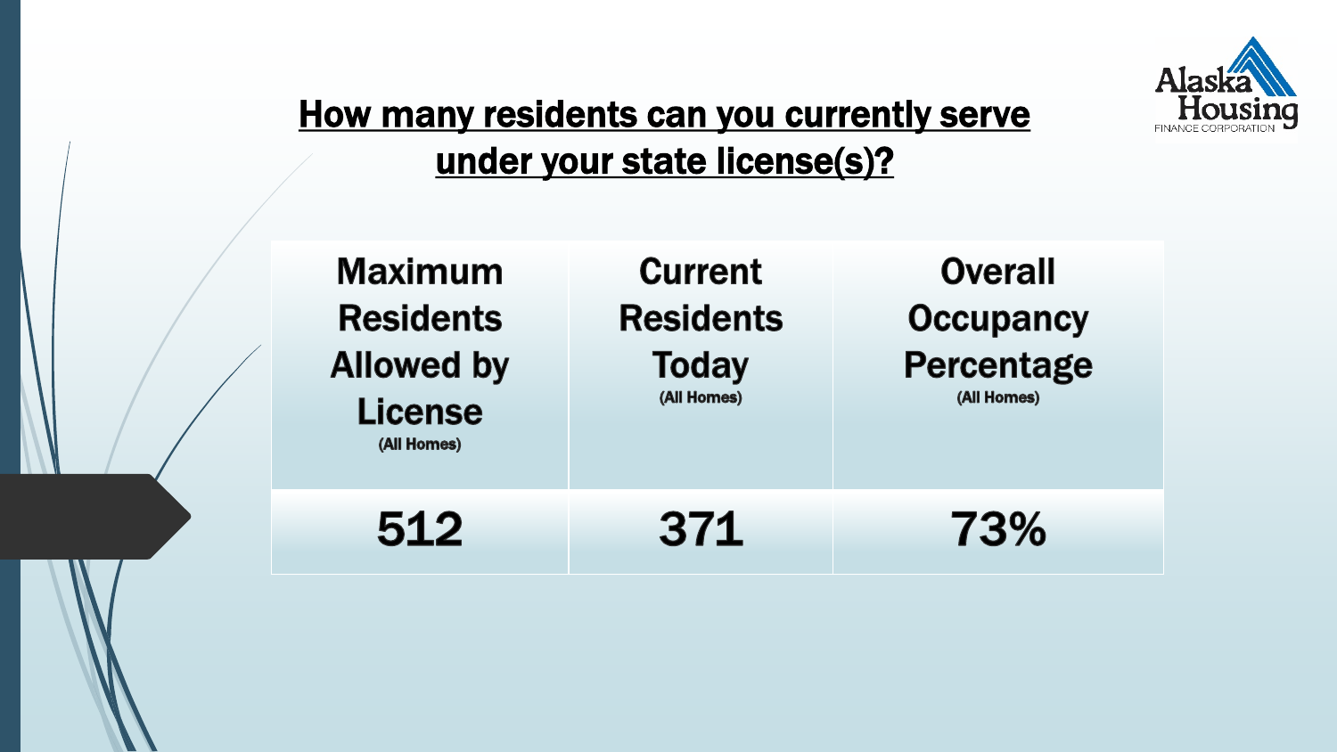## How many residents can you currently serve under your state license(s)?

| Maximum Residents Allowed by License (All Homes) | Current Residents Today (All Homes) | Overall Occupancy Percentage (All Homes) |
|---|---|---|
| 512 | 371 | 73% |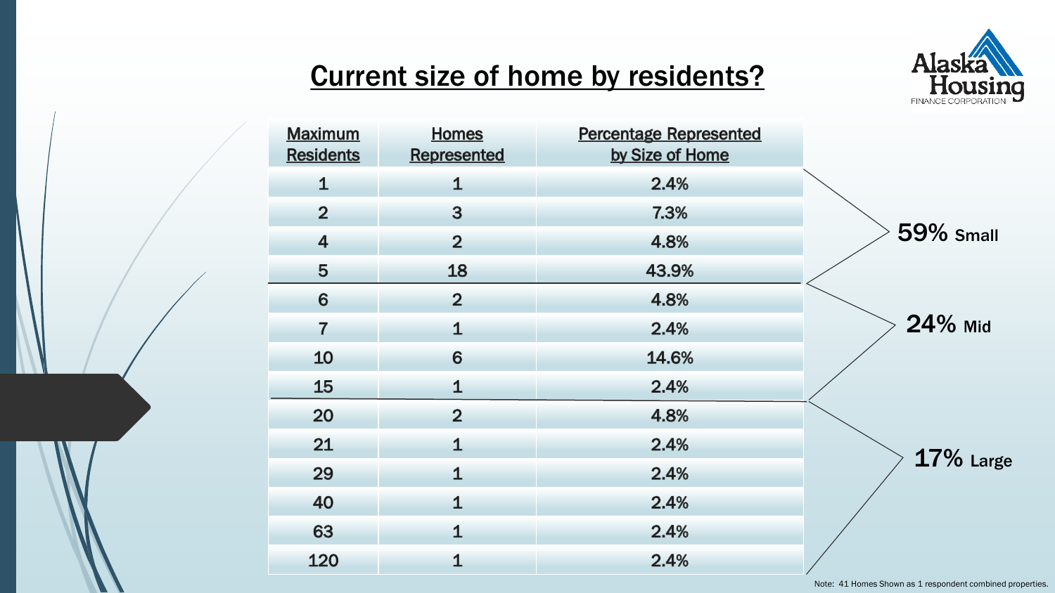# Current size of home by residents?

| Maximum Residents | Homes Represented | Percentage Represented by Size of Home | |
|---|---|---|---|
| 1 | 1 | 2.4% | 59% Small |
| 2 | 3 | 7.3% | |
| 4 | 2 | 4.8% | |
| 5 | 18 | 43.9% | |
| 6 | 2 | 4.8% | 24% Mid |
| 7 | 1 | 2.4% | |
| 10 | 6 | 14.6% | |
| 15 | 1 | 2.4% | |
| 20 | 2 | 4.8% | 17% Large |
| 21 | 1 | 2.4% | |
| 29 | 1 | 2.4% | |
| 40 | 1 | 2.4% | |
| 63 | 1 | 2.4% | |
| 120 | 1 | 2.4% | |

Note: 41 Homes Shown as 1 respondent combined properties.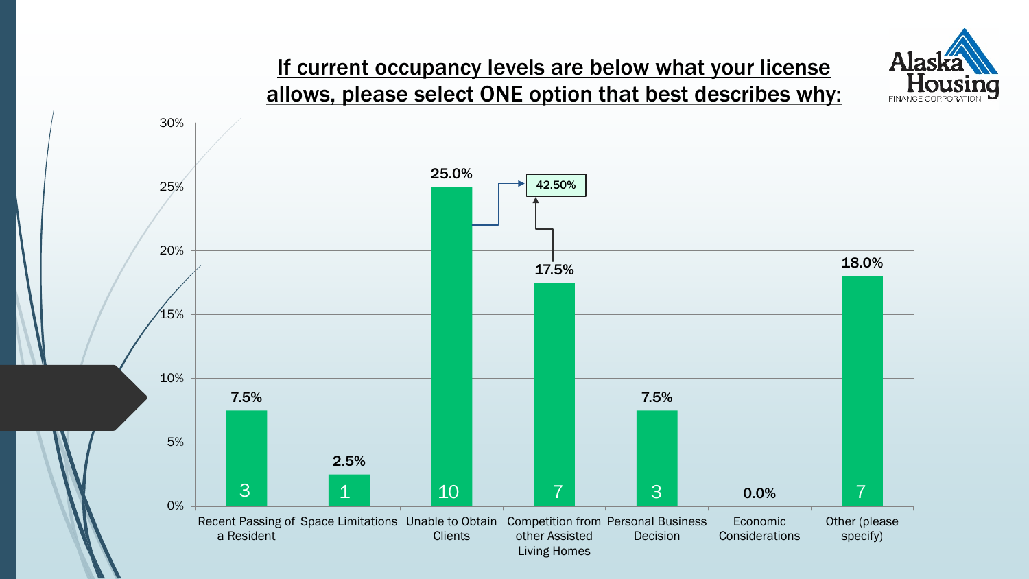## If current occupancy levels are below what your license allows, please select ONE option that best describes why:

| Reason | Percentage | Count |
| --- | --- | --- |
| Recent Passing of a Resident | 7.5% | 3 |
| Space Limitations | 2.5% | 1 |
| Unable to Obtain Clients | 25.0% | 10 |
| Competition from other Assisted Living Homes | 17.5% | 7 |
| Personal Business Decision | 7.5% | 3 |
| Economic Considerations | 0.0% | |
| Other (please specify) | 18.0% | 7 |

Unable to Obtain Clients + Competition from other Assisted Living Homes: 42.50%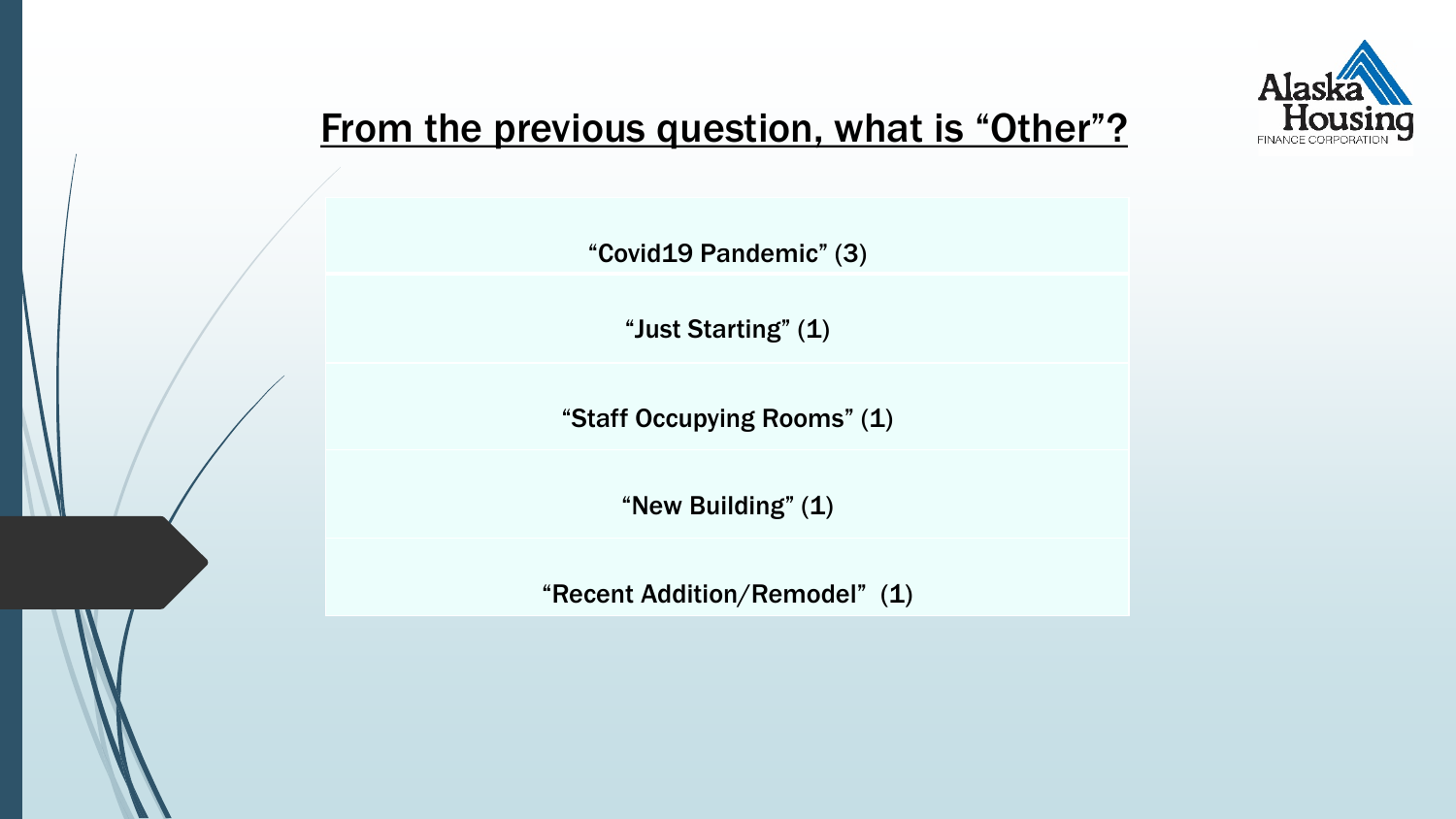## From the previous question, what is "Other"?

"Covid19 Pandemic" (3)

"Just Starting" (1)

"Staff Occupying Rooms" (1)

"New Building" (1)

"Recent Addition/Remodel" (1)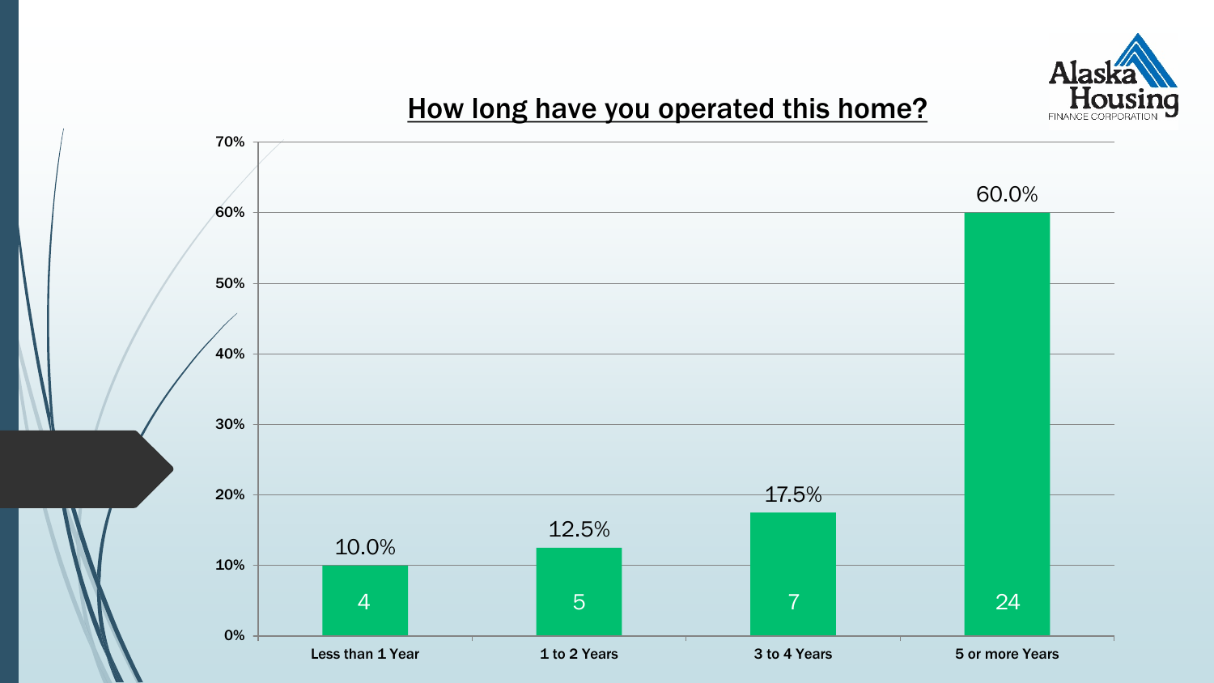## How long have you operated this home?

| Response | Percent | Count |
| --- | --- | --- |
| Less than 1 Year | 10.0% | 4 |
| 1 to 2 Years | 12.5% | 5 |
| 3 to 4 Years | 17.5% | 7 |
| 5 or more Years | 60.0% | 24 |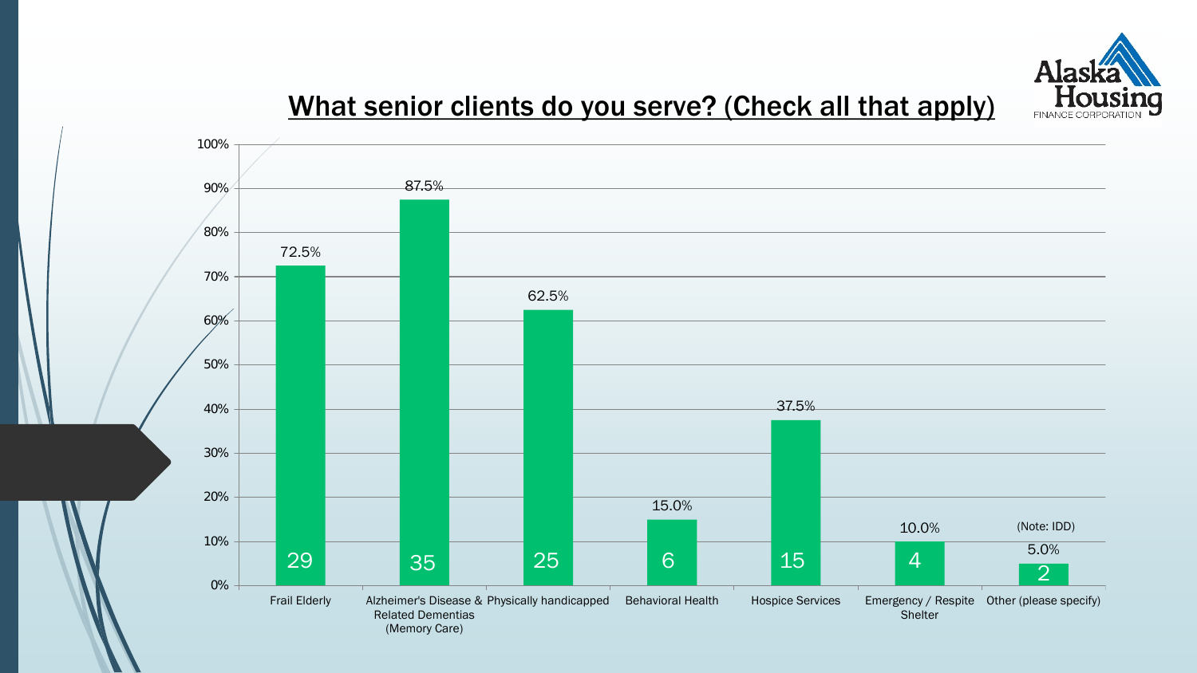## What senior clients do you serve? (Check all that apply)

| Category | Percentage | Count |
|---|---|---|
| Frail Elderly | 72.5% | 29 |
| Alzheimer's Disease & Related Dementias (Memory Care) | 87.5% | 35 |
| Physically handicapped | 62.5% | 25 |
| Behavioral Health | 15.0% | 6 |
| Hospice Services | 37.5% | 15 |
| Emergency / Respite Shelter | 10.0% | 4 |
| Other (please specify) | 5.0% | 2 |

(Note: IDD)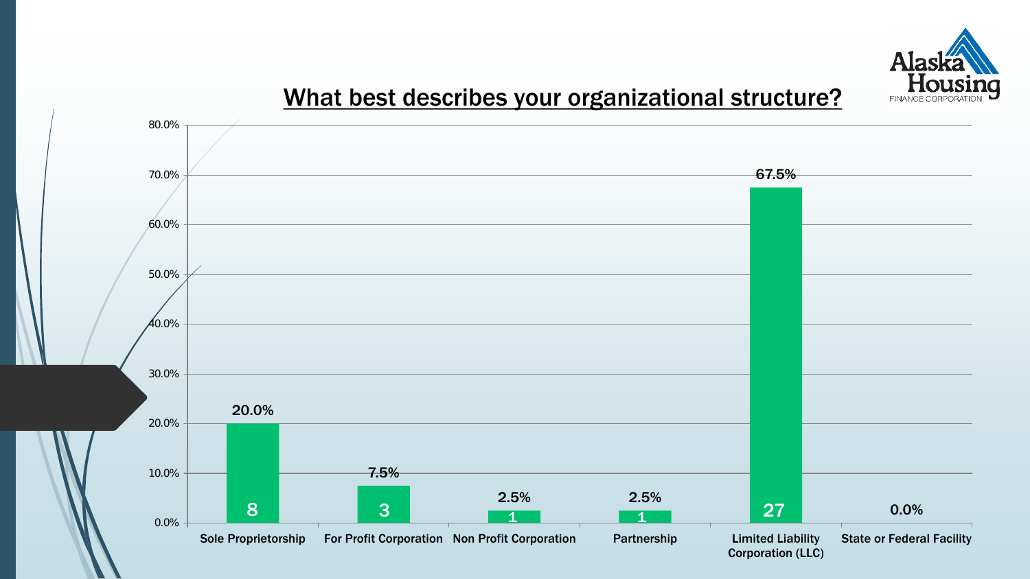# What best describes your organizational structure?

| Organizational Structure | Percentage | Count |
| --- | --- | --- |
| Sole Proprietorship | 20.0% | 8 |
| For Profit Corporation | 7.5% | 3 |
| Non Profit Corporation | 2.5% | 1 |
| Partnership | 2.5% | 1 |
| Limited Liability Corporation (LLC) | 67.5% | 27 |
| State or Federal Facility | 0.0% | |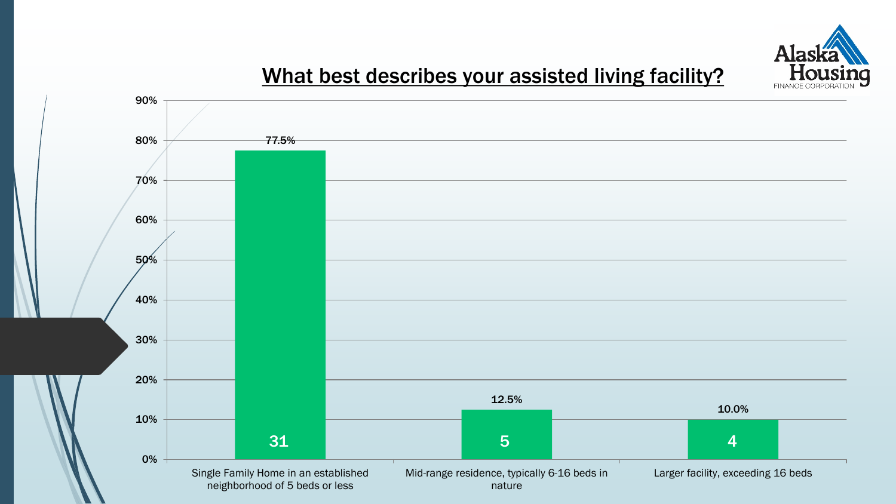## What best describes your assisted living facility?

| Response | Percent | Count |
| --- | --- | --- |
| Single Family Home in an established neighborhood of 5 beds or less | 77.5% | 31 |
| Mid-range residence, typically 6-16 beds in nature | 12.5% | 5 |
| Larger facility, exceeding 16 beds | 10.0% | 4 |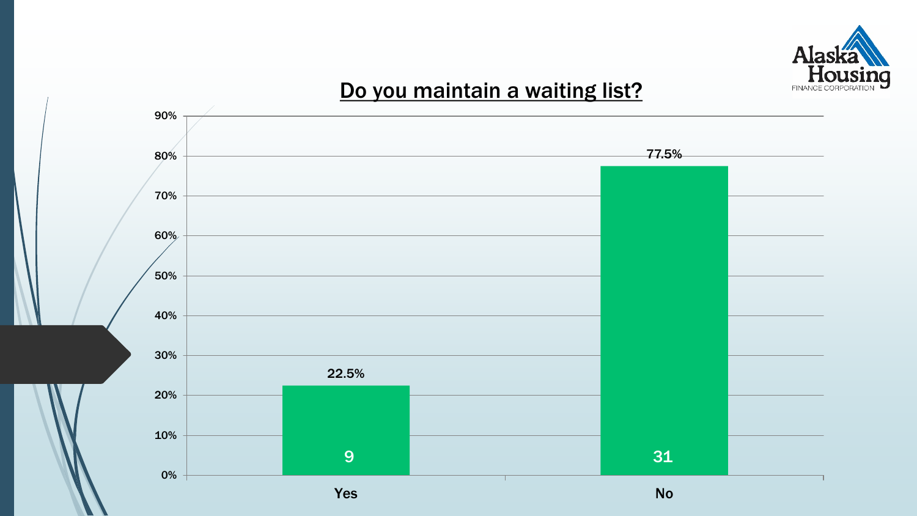## Do you maintain a waiting list?

| Response | Percentage | Count |
| --- | --- | --- |
| Yes | 22.5% | 9 |
| No | 77.5% | 31 |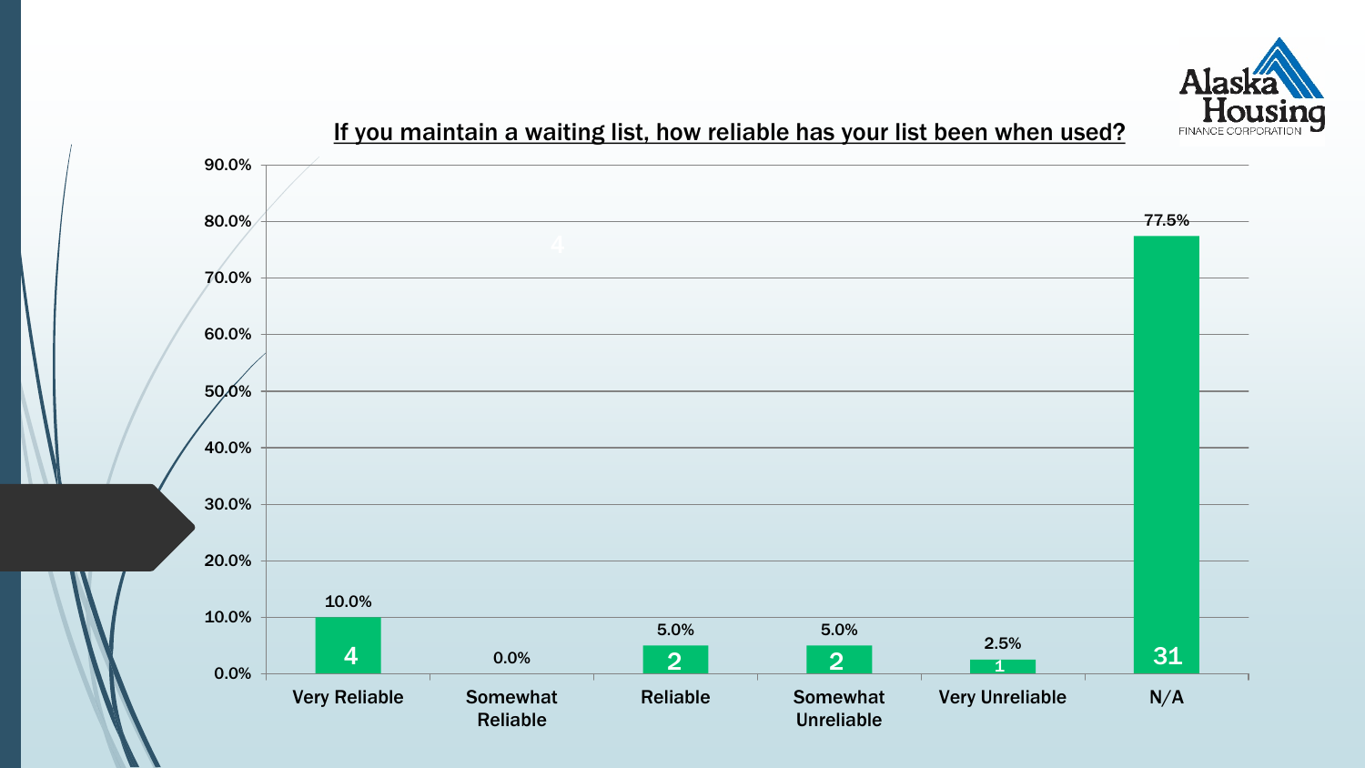## If you maintain a waiting list, how reliable has your list been when used?

| Response | Percent | Count |
|---|---|---|
| Very Reliable | 10.0% | 4 |
| Somewhat Reliable | 0.0% | |
| Reliable | 5.0% | 2 |
| Somewhat Unreliable | 5.0% | 2 |
| Very Unreliable | 2.5% | 1 |
| N/A | 77.5% | 31 |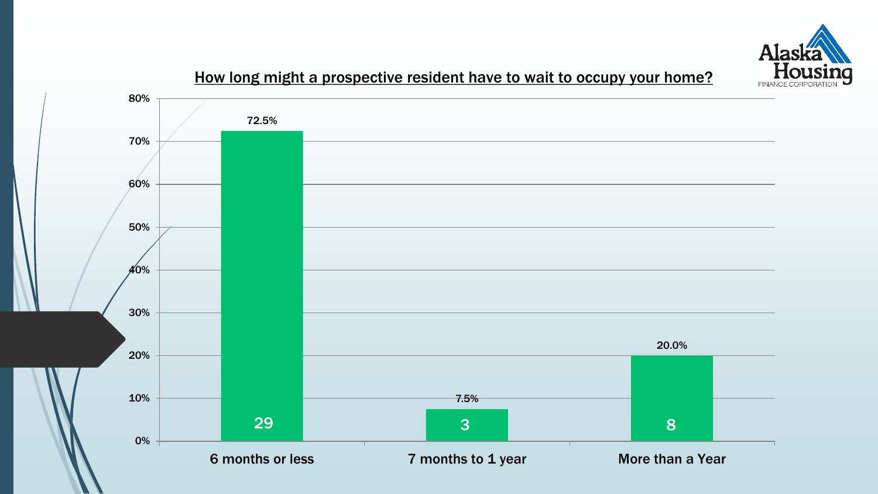## How long might a prospective resident have to wait to occupy your home?

| Wait time | Percent | Count |
|---|---|---|
| 6 months or less | 72.5% | 29 |
| 7 months to 1 year | 7.5% | 3 |
| More than a Year | 20.0% | 8 |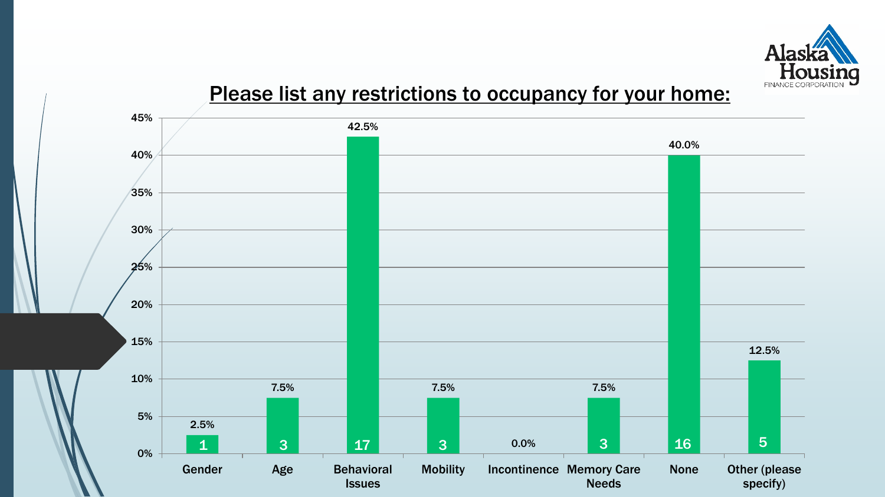## Please list any restrictions to occupancy for your home:

| Restriction | Percent | Count |
|---|---|---|
| Gender | 2.5% | 1 |
| Age | 7.5% | 3 |
| Behavioral Issues | 42.5% | 17 |
| Mobility | 7.5% | 3 |
| Incontinence | 0.0% | |
| Memory Care Needs | 7.5% | 3 |
| None | 40.0% | 16 |
| Other (please specify) | 12.5% | 5 |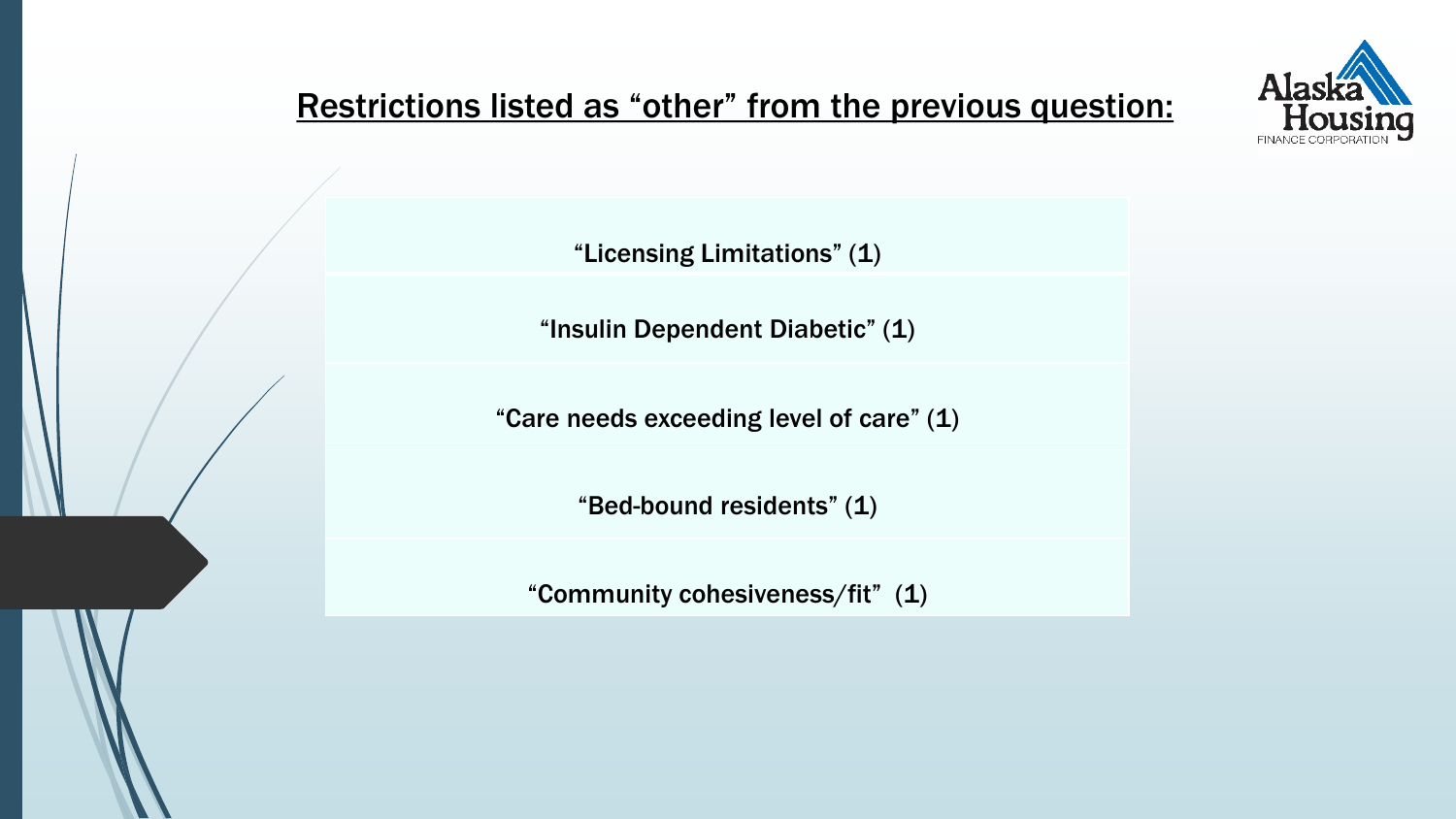## Restrictions listed as “other” from the previous question:

| |
|---|
| “Licensing Limitations” (1) |
| “Insulin Dependent Diabetic” (1) |
| “Care needs exceeding level of care” (1) |
| “Bed-bound residents” (1) |
| “Community cohesiveness/fit” (1) |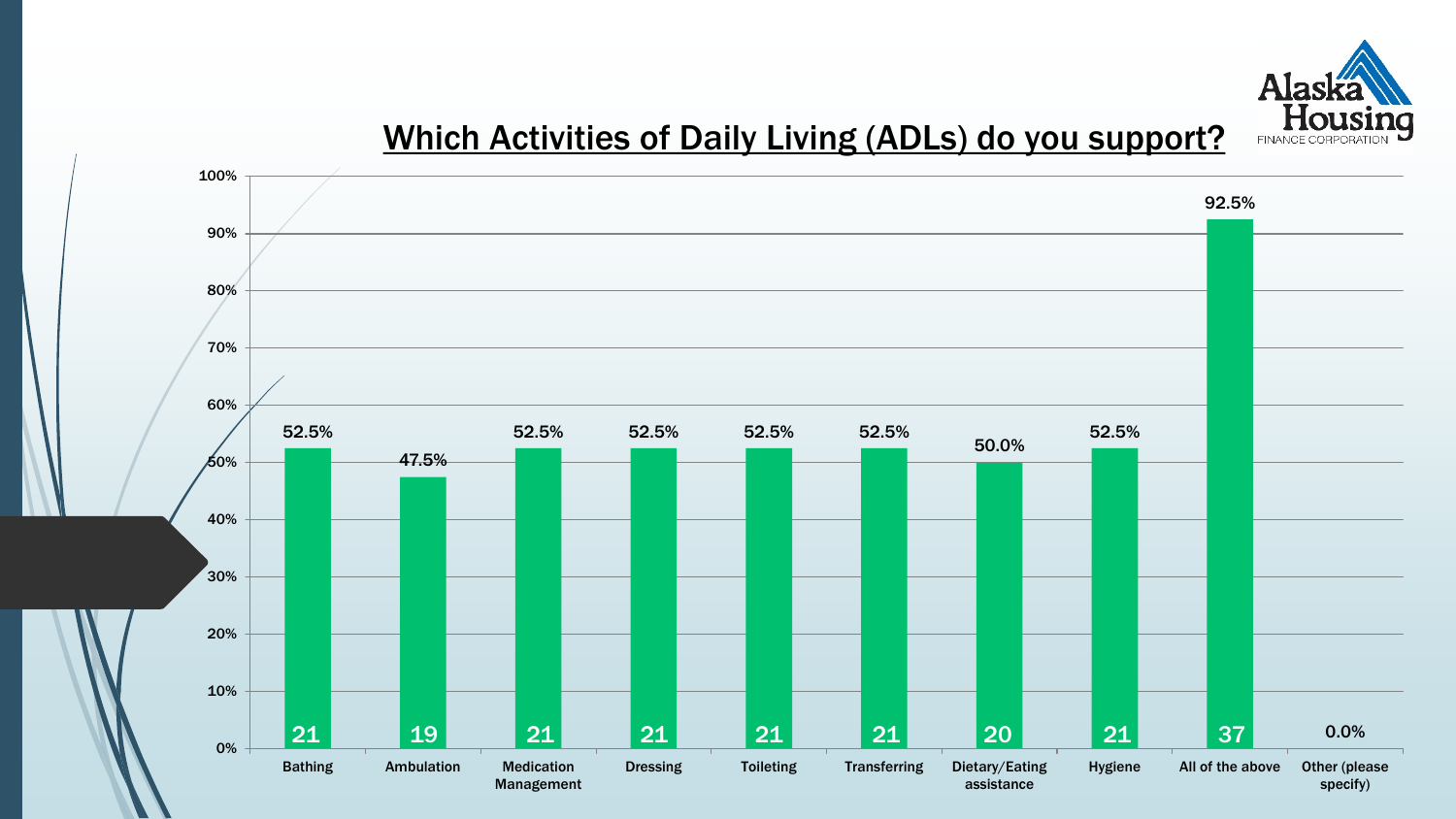## Which Activities of Daily Living (ADLs) do you support?

| Activity | Percent | Count |
|---|---|---|
| Bathing | 52.5% | 21 |
| Ambulation | 47.5% | 19 |
| Medication Management | 52.5% | 21 |
| Dressing | 52.5% | 21 |
| Toileting | 52.5% | 21 |
| Transferring | 52.5% | 21 |
| Dietary/Eating assistance | 50.0% | 20 |
| Hygiene | 52.5% | 21 |
| All of the above | 92.5% | 37 |
| Other (please specify) | 0.0% | |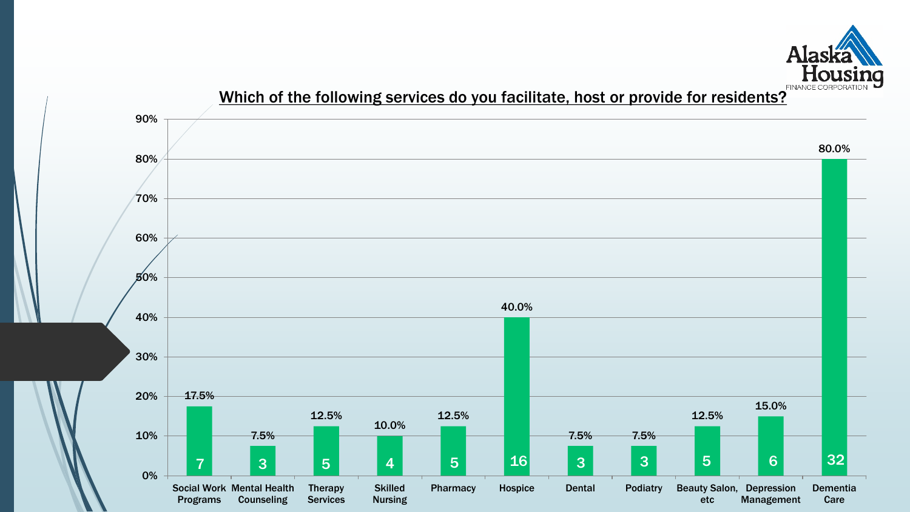## Which of the following services do you facilitate, host or provide for residents?

| Service | Percentage | Count |
|---|---|---|
| Social Work Programs | 17.5% | 7 |
| Mental Health Counseling | 7.5% | 3 |
| Therapy Services | 12.5% | 5 |
| Skilled Nursing | 10.0% | 4 |
| Pharmacy | 12.5% | 5 |
| Hospice | 40.0% | 16 |
| Dental | 7.5% | 3 |
| Podiatry | 7.5% | 3 |
| Beauty Salon, etc | 12.5% | 5 |
| Depression Management | 15.0% | 6 |
| Dementia Care | 80.0% | 32 |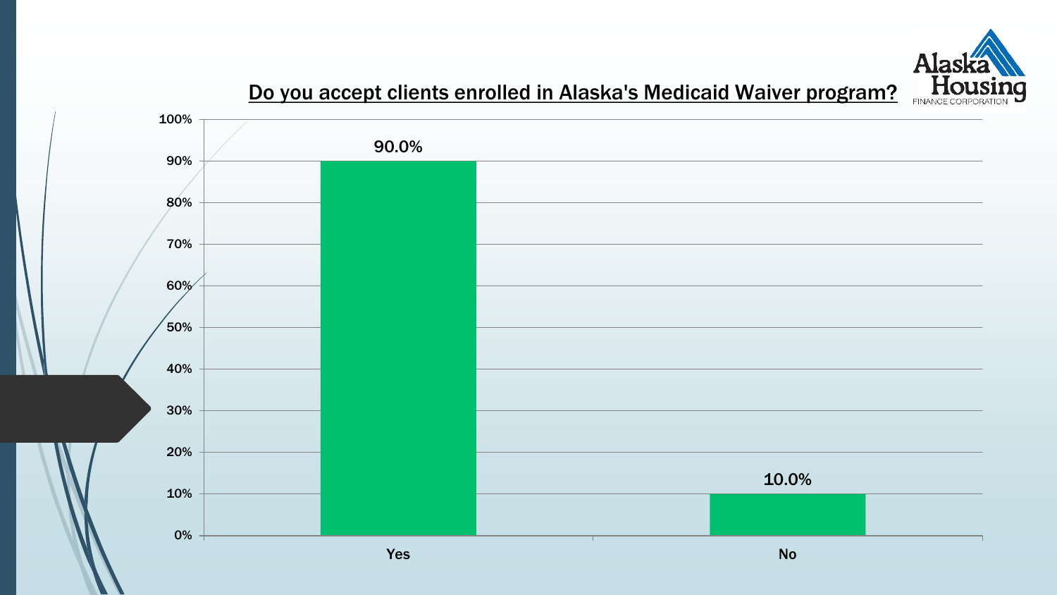## Do you accept clients enrolled in Alaska's Medicaid Waiver program?

| Response | Percent |
| --- | --- |
| Yes | 90.0% |
| No | 10.0% |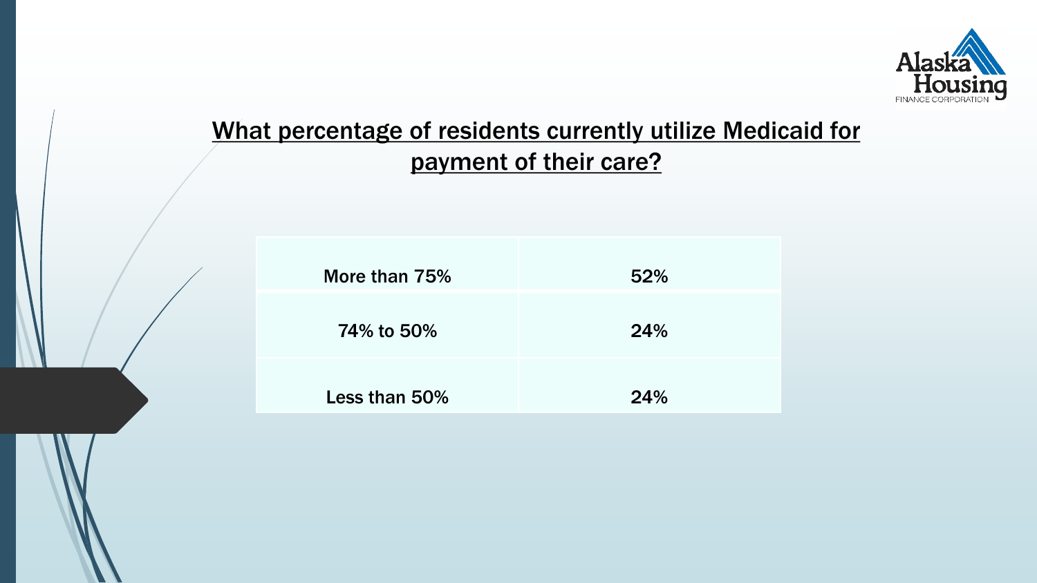## What percentage of residents currently utilize Medicaid for payment of their care?

| | |
|---|---|
| More than 75% | 52% |
| 74% to 50% | 24% |
| Less than 50% | 24% |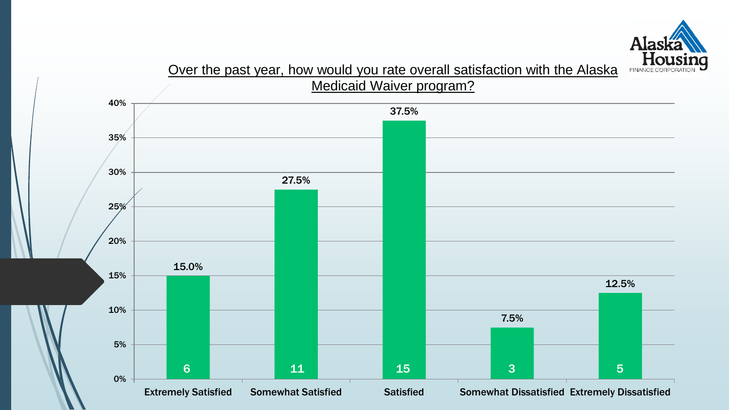## Over the past year, how would you rate overall satisfaction with the Alaska Medicaid Waiver program?

| Response | Percent | Count |
| --- | --- | --- |
| Extremely Satisfied | 15.0% | 6 |
| Somewhat Satisfied | 27.5% | 11 |
| Satisfied | 37.5% | 15 |
| Somewhat Dissatisfied | 7.5% | 3 |
| Extremely Dissatisfied | 12.5% | 5 |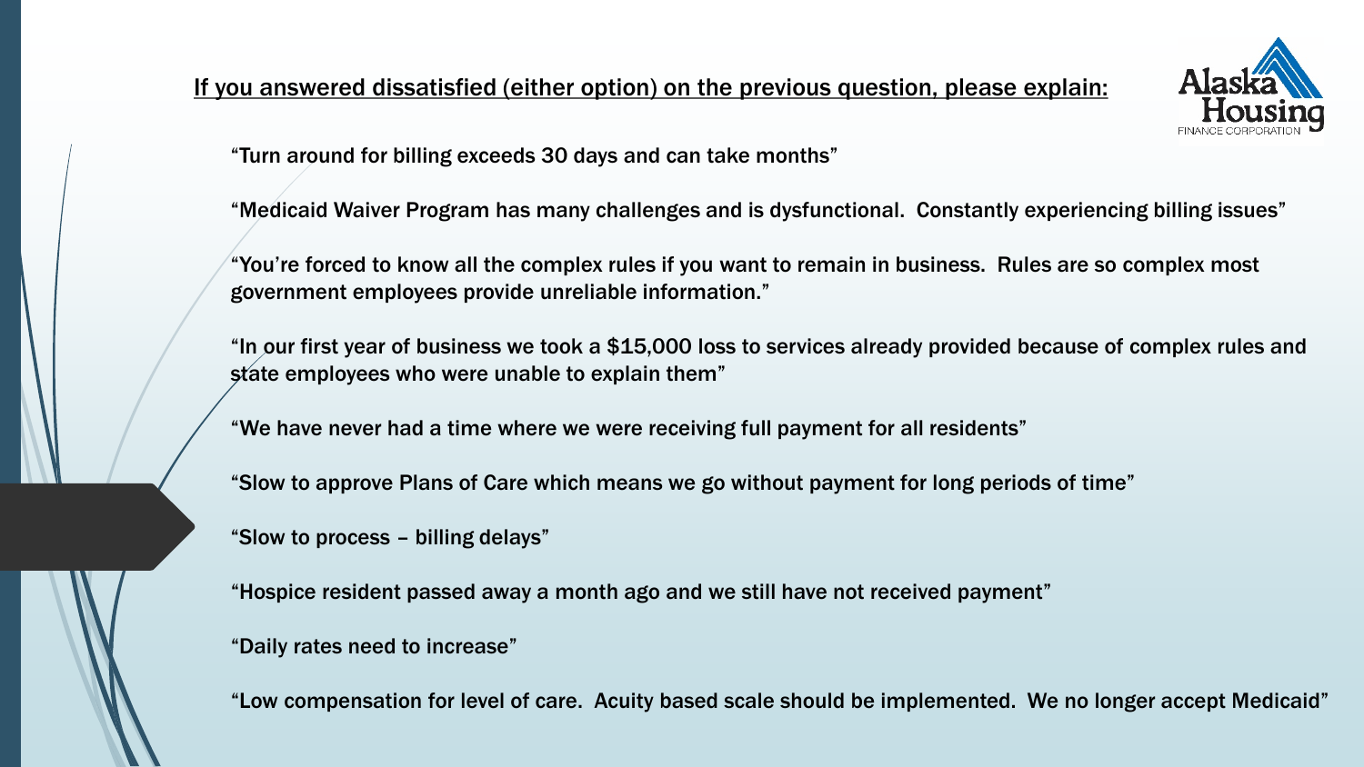## If you answered dissatisfied (either option) on the previous question, please explain:

"Turn around for billing exceeds 30 days and can take months"

"Medicaid Waiver Program has many challenges and is dysfunctional. Constantly experiencing billing issues"

"You're forced to know all the complex rules if you want to remain in business. Rules are so complex most government employees provide unreliable information."

"In our first year of business we took a $15,000 loss to services already provided because of complex rules and state employees who were unable to explain them"

"We have never had a time where we were receiving full payment for all residents"

"Slow to approve Plans of Care which means we go without payment for long periods of time"

"Slow to process – billing delays"

"Hospice resident passed away a month ago and we still have not received payment"

"Daily rates need to increase"

"Low compensation for level of care. Acuity based scale should be implemented. We no longer accept Medicaid"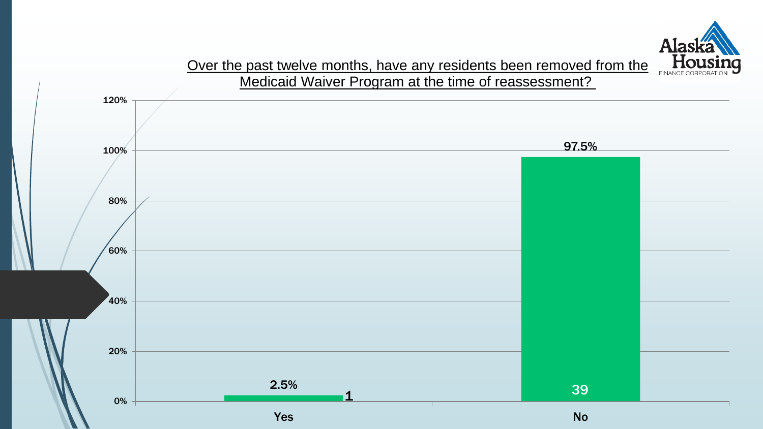## Over the past twelve months, have any residents been removed from the Medicaid Waiver Program at the time of reassessment?

| Response | Percent | Count |
|---|---|---|
| Yes | 2.5% | 1 |
| No | 97.5% | 39 |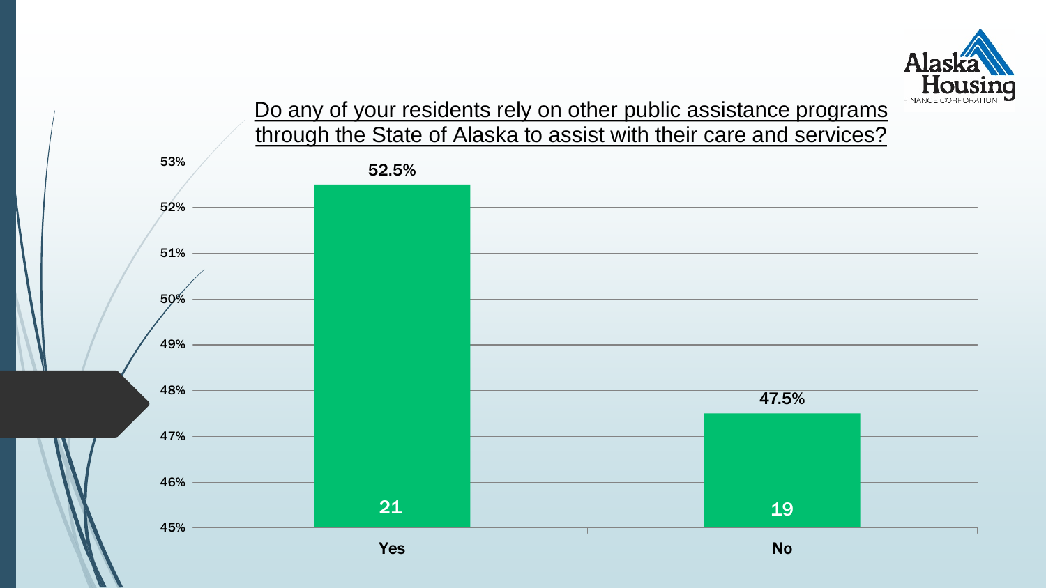Do any of your residents rely on other public assistance programs through the State of Alaska to assist with their care and services?

| Response | Percent | Count |
| --- | --- | --- |
| Yes | 52.5% | 21 |
| No | 47.5% | 19 |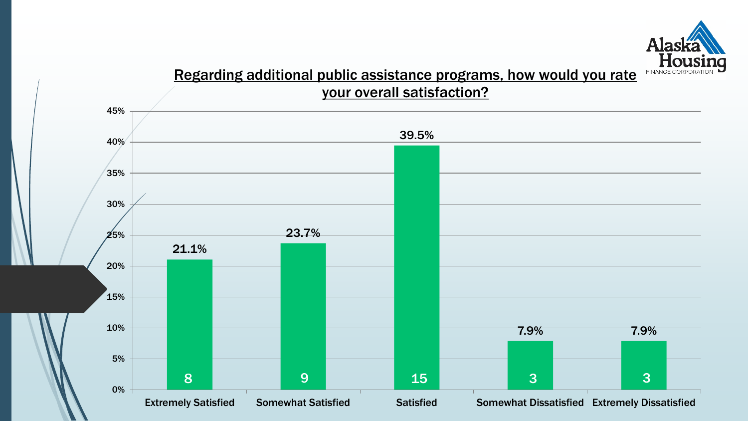## Regarding additional public assistance programs, how would you rate your overall satisfaction?

| Response | Percentage | Count |
|---|---|---|
| Extremely Satisfied | 21.1% | 8 |
| Somewhat Satisfied | 23.7% | 9 |
| Satisfied | 39.5% | 15 |
| Somewhat Dissatisfied | 7.9% | 3 |
| Extremely Dissatisfied | 7.9% | 3 |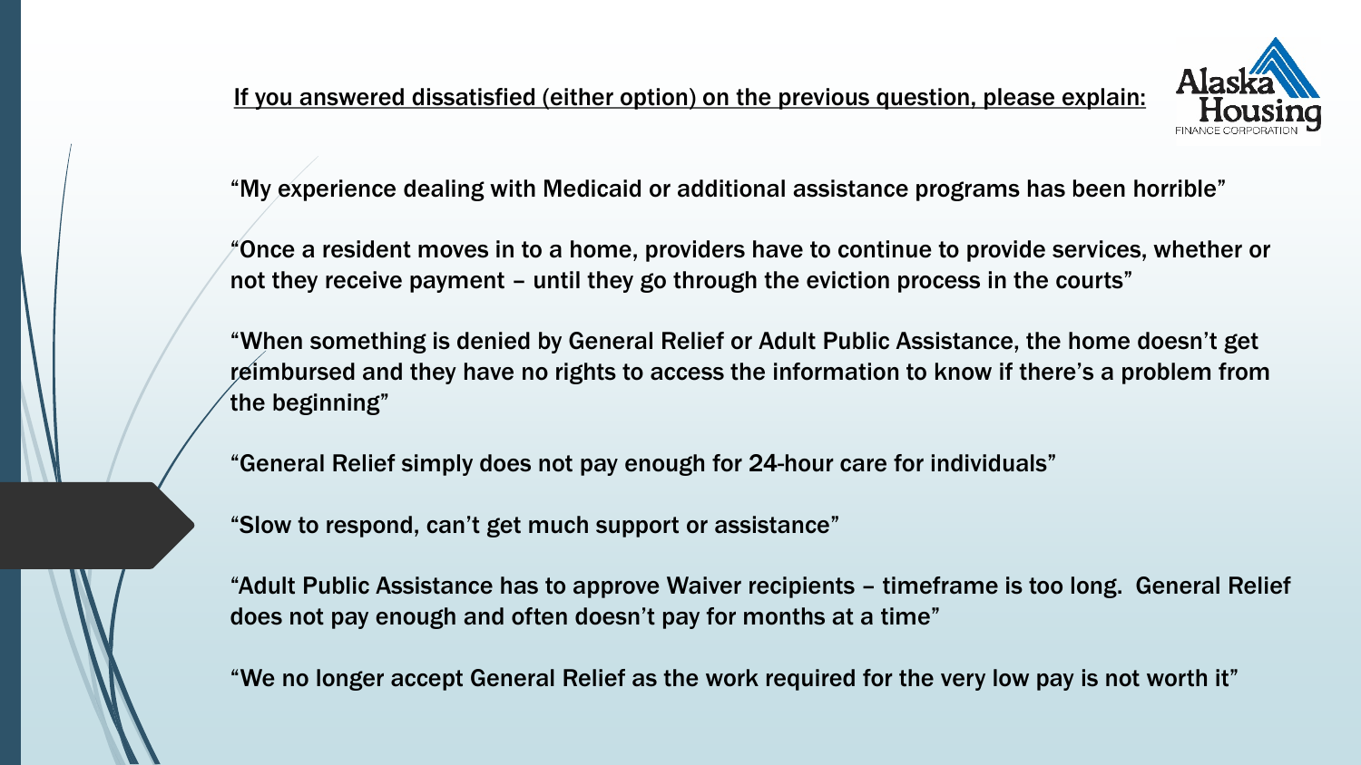## If you answered dissatisfied (either option) on the previous question, please explain:

"My experience dealing with Medicaid or additional assistance programs has been horrible"

"Once a resident moves in to a home, providers have to continue to provide services, whether or not they receive payment – until they go through the eviction process in the courts"

"When something is denied by General Relief or Adult Public Assistance, the home doesn't get reimbursed and they have no rights to access the information to know if there's a problem from the beginning"

"General Relief simply does not pay enough for 24-hour care for individuals"

"Slow to respond, can't get much support or assistance"

"Adult Public Assistance has to approve Waiver recipients – timeframe is too long. General Relief does not pay enough and often doesn't pay for months at a time"

"We no longer accept General Relief as the work required for the very low pay is not worth it"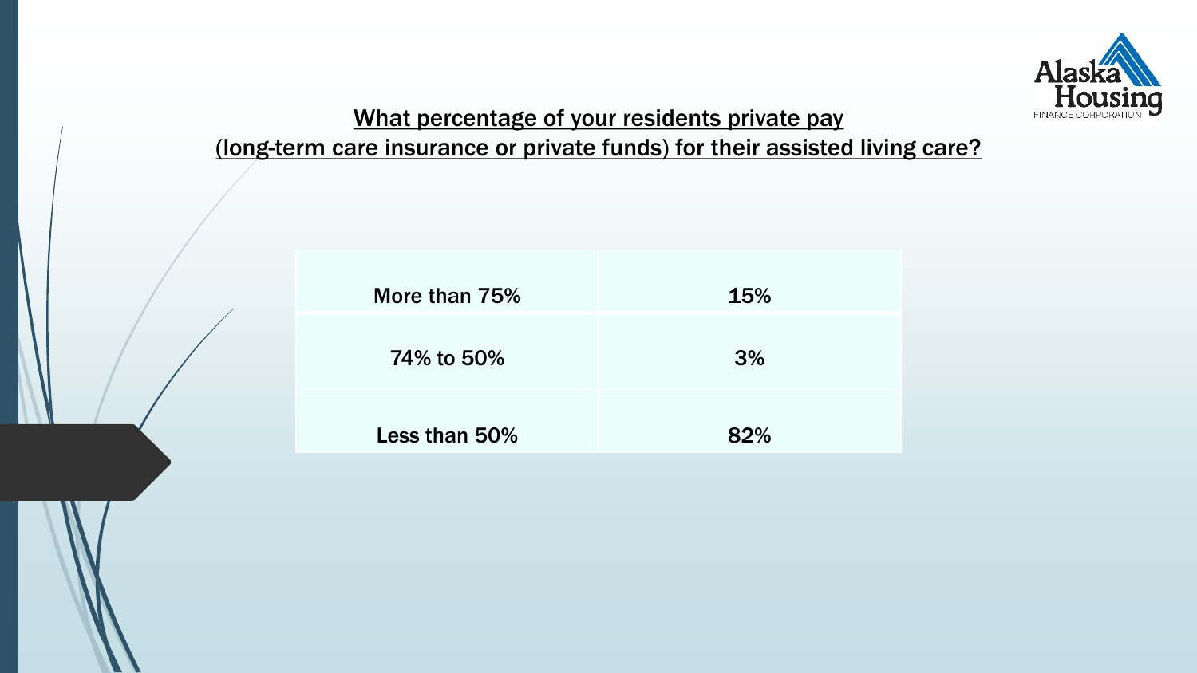## What percentage of your residents private pay (long-term care insurance or private funds) for their assisted living care?

| | |
|---|---|
| More than 75% | 15% |
| 74% to 50% | 3% |
| Less than 50% | 82% |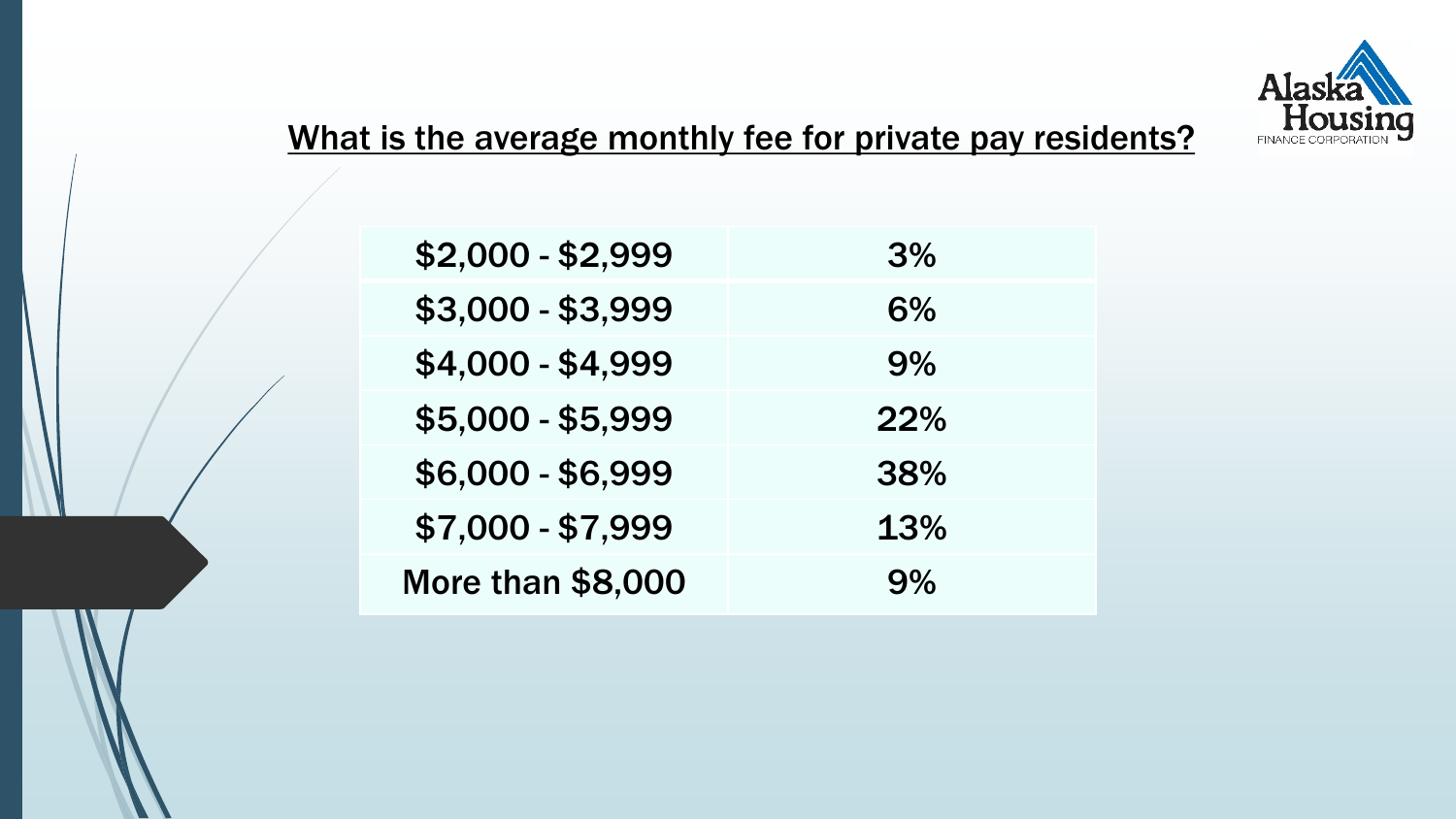## What is the average monthly fee for private pay residents?

| | |
|---|---|
| $2,000 - $2,999 | 3% |
| $3,000 - $3,999 | 6% |
| $4,000 - $4,999 | 9% |
| $5,000 - $5,999 | 22% |
| $6,000 - $6,999 | 38% |
| $7,000 - $7,999 | 13% |
| More than $8,000 | 9% |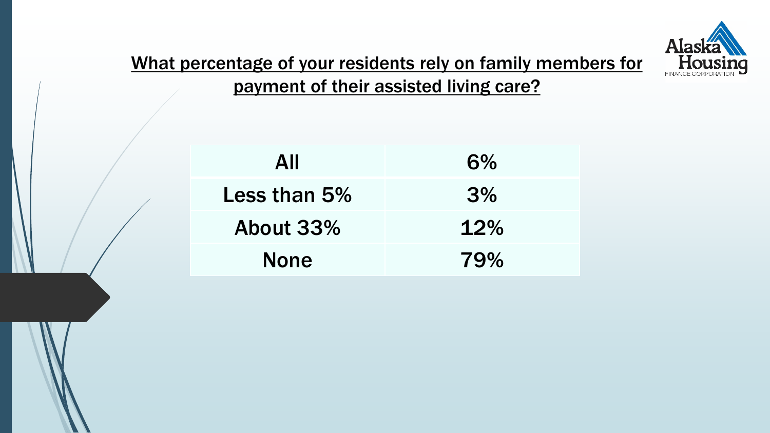## What percentage of your residents rely on family members for payment of their assisted living care?

| All | 6% |
|---|---|
| Less than 5% | 3% |
| About 33% | 12% |
| None | 79% |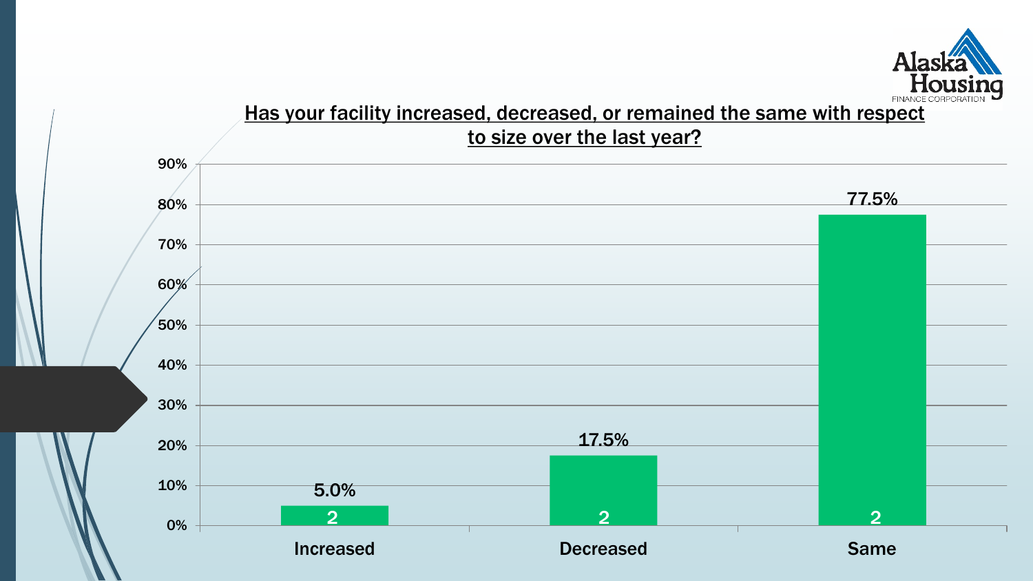## Has your facility increased, decreased, or remained the same with respect to size over the last year?

| Response | Percentage | Count |
| --- | --- | --- |
| Increased | 5.0% | 2 |
| Decreased | 17.5% | 2 |
| Same | 77.5% | 2 |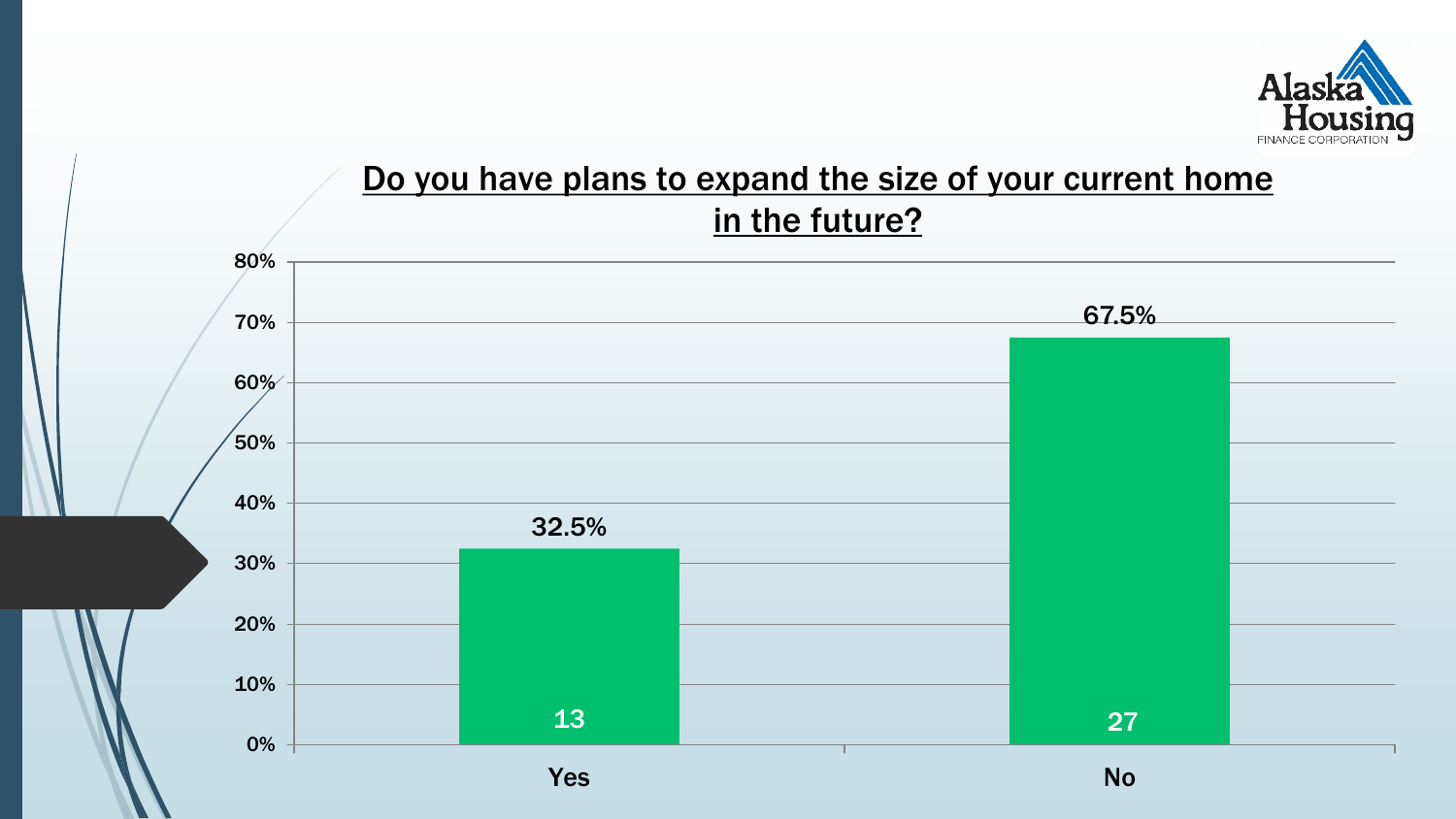## Do you have plans to expand the size of your current home in the future?

| Response | Percent | Count |
|---|---|---|
| Yes | 32.5% | 13 |
| No | 67.5% | 27 |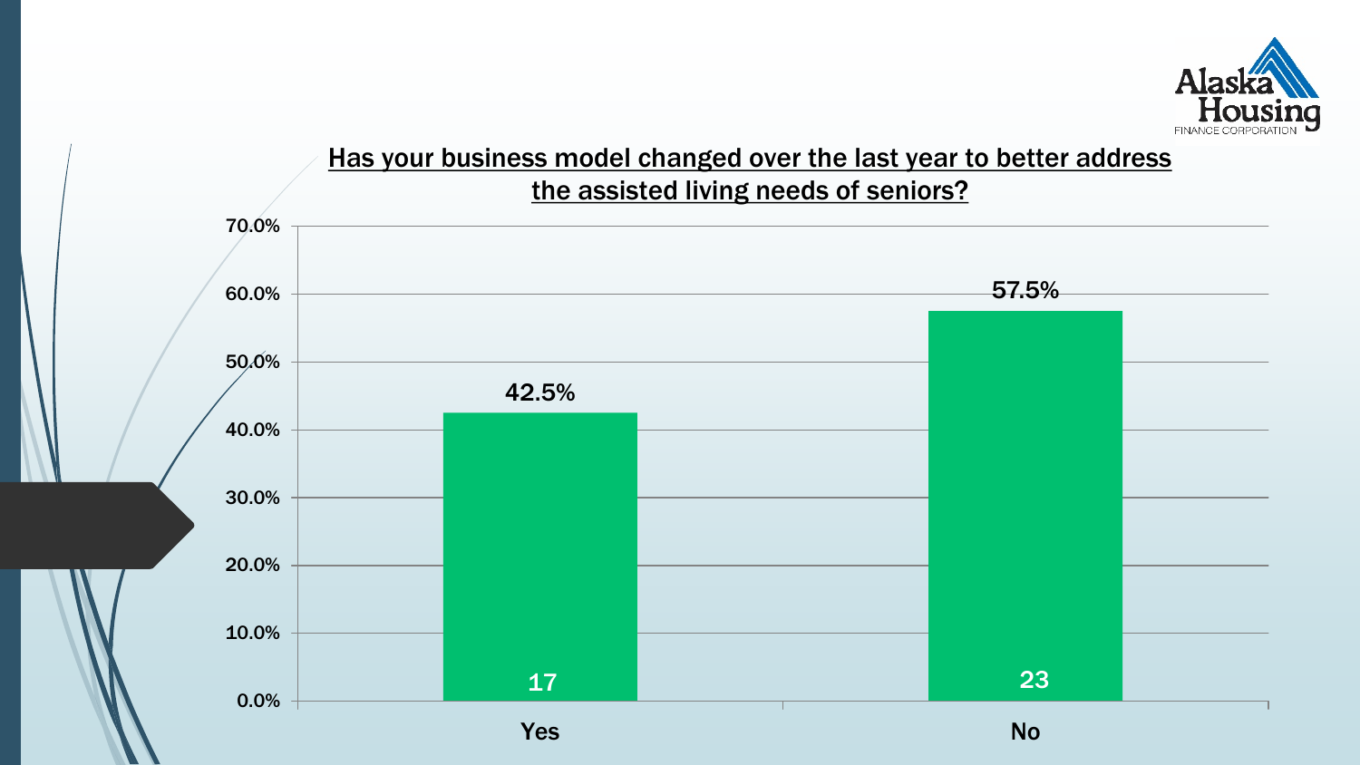## Has your business model changed over the last year to better address the assisted living needs of seniors?

| Response | Percent | Count |
|---|---|---|
| Yes | 42.5% | 17 |
| No | 57.5% | 23 |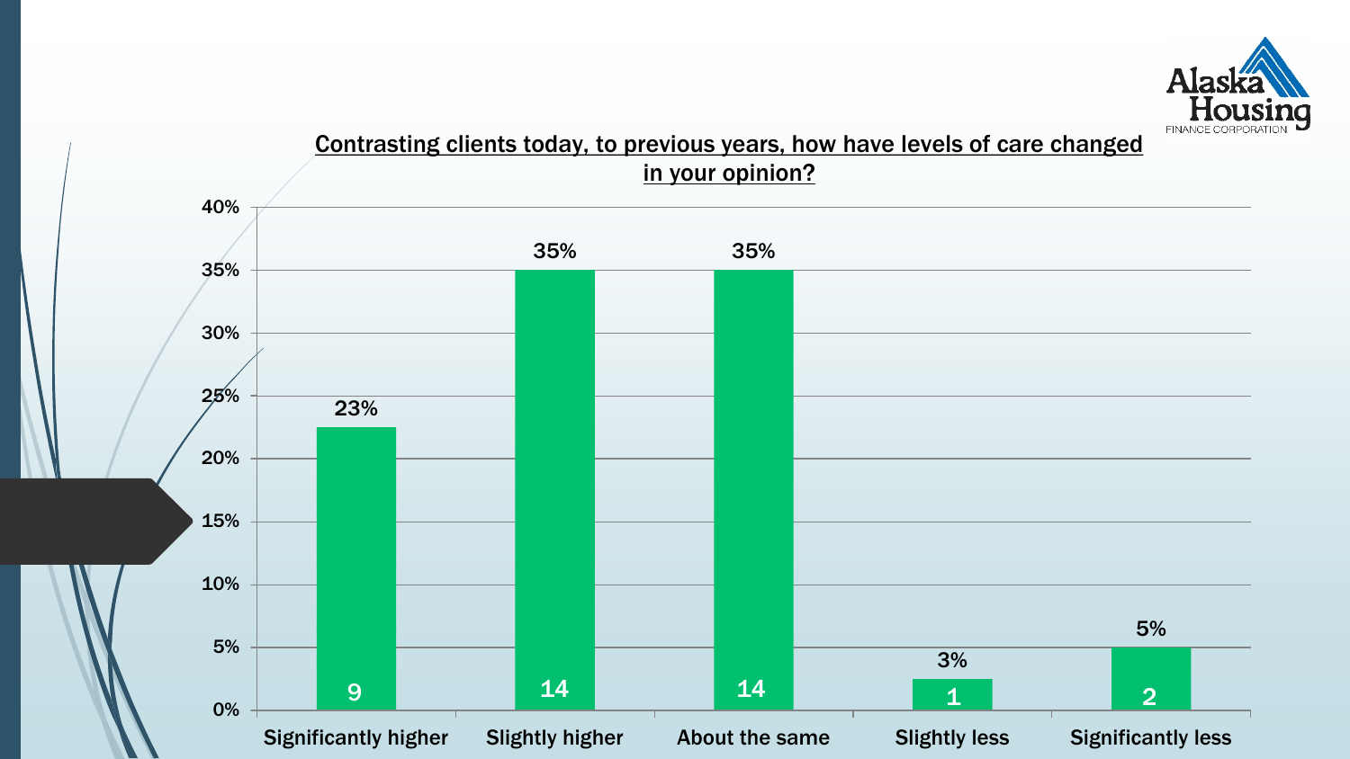## Contrasting clients today, to previous years, how have levels of care changed in your opinion?

| Response | Percent | Count |
|---|---|---|
| Significantly higher | 23% | 9 |
| Slightly higher | 35% | 14 |
| About the same | 35% | 14 |
| Slightly less | 3% | 1 |
| Significantly less | 5% | 2 |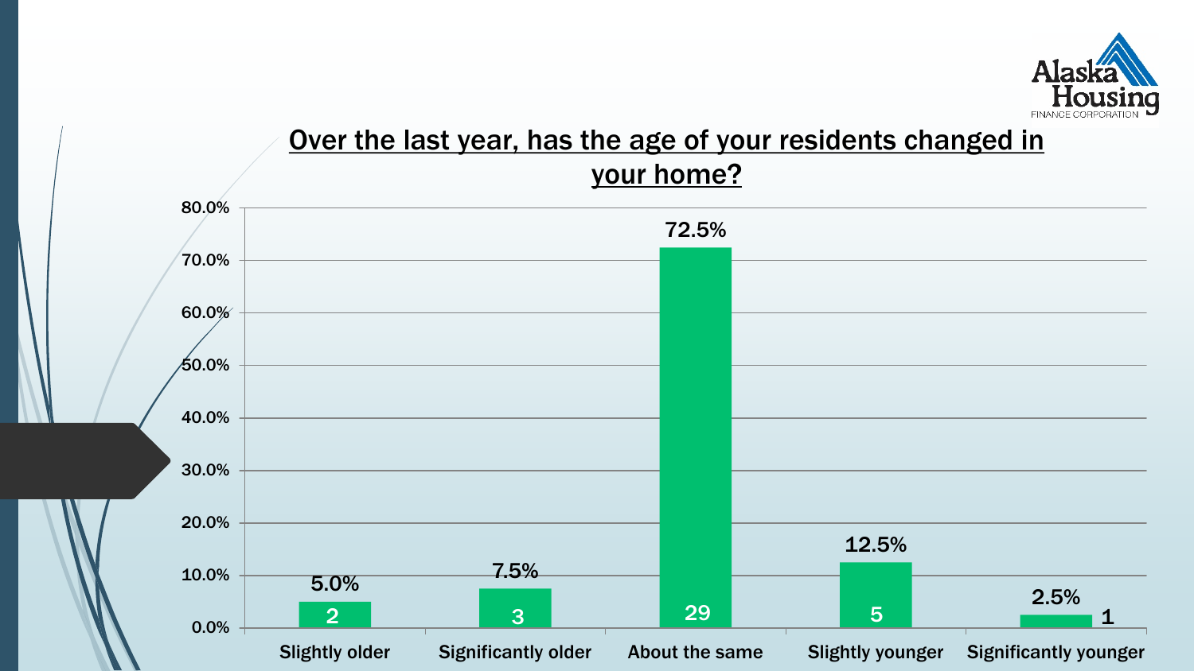## Over the last year, has the age of your residents changed in your home?

| Response | Percent | Count |
|---|---|---|
| Slightly older | 5.0% | 2 |
| Significantly older | 7.5% | 3 |
| About the same | 72.5% | 29 |
| Slightly younger | 12.5% | 5 |
| Significantly younger | 2.5% | 1 |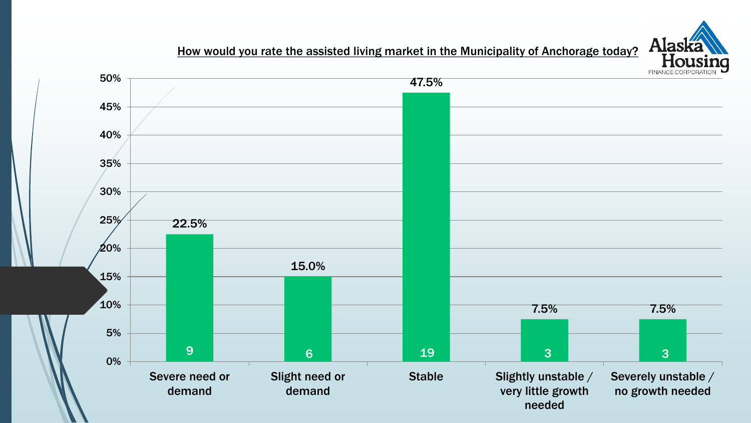How would you rate the assisted living market in the Municipality of Anchorage today?

| Rating | Percent | Count |
|---|---|---|
| Severe need or demand | 22.5% | 9 |
| Slight need or demand | 15.0% | 6 |
| Stable | 47.5% | 19 |
| Slightly unstable / very little growth needed | 7.5% | 3 |
| Severely unstable / no growth needed | 7.5% | 3 |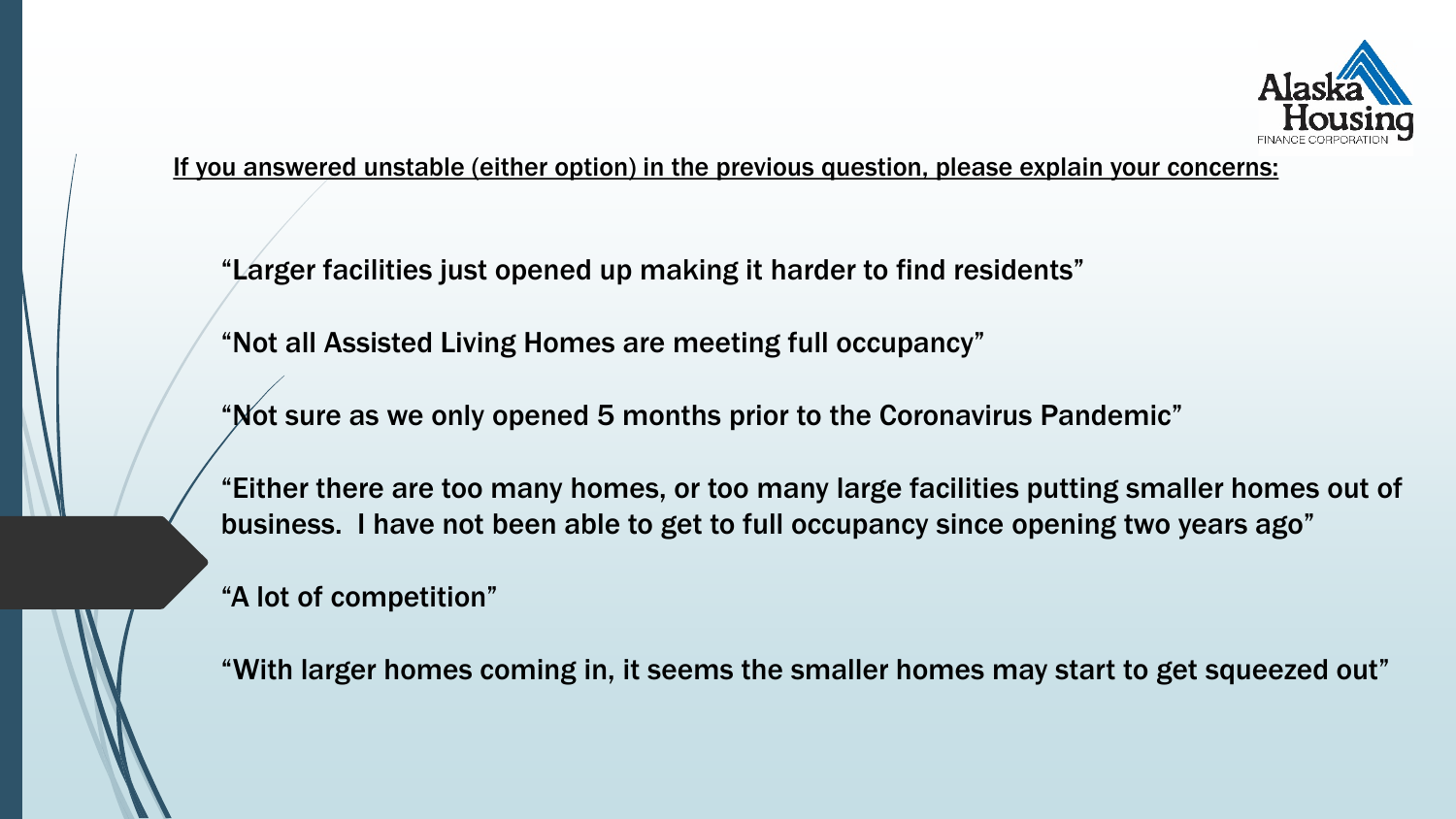<u>If you answered unstable (either option) in the previous question, please explain your concerns:</u>

"Larger facilities just opened up making it harder to find residents"

"Not all Assisted Living Homes are meeting full occupancy"

"Not sure as we only opened 5 months prior to the Coronavirus Pandemic"

"Either there are too many homes, or too many large facilities putting smaller homes out of business. I have not been able to get to full occupancy since opening two years ago"

"A lot of competition"

"With larger homes coming in, it seems the smaller homes may start to get squeezed out"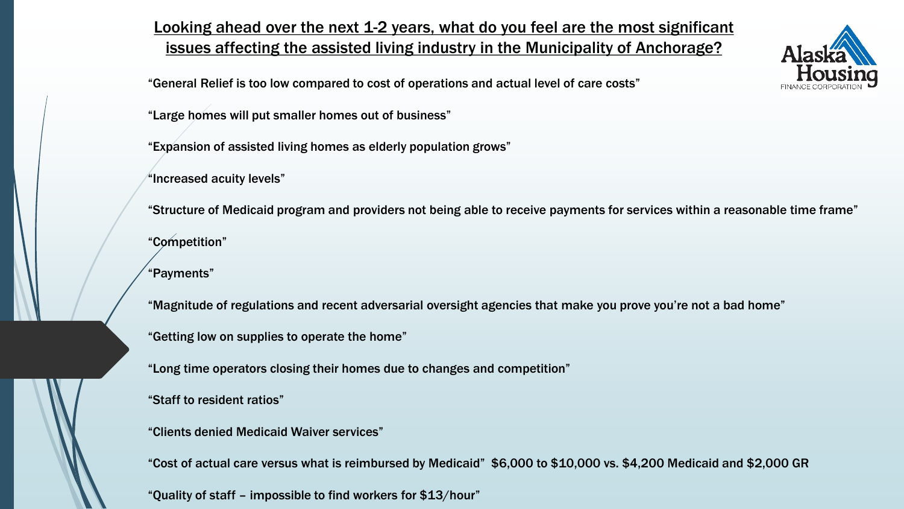## Looking ahead over the next 1-2 years, what do you feel are the most significant issues affecting the assisted living industry in the Municipality of Anchorage?

"General Relief is too low compared to cost of operations and actual level of care costs"

"Large homes will put smaller homes out of business"

"Expansion of assisted living homes as elderly population grows"

"Increased acuity levels"

"Structure of Medicaid program and providers not being able to receive payments for services within a reasonable time frame"

"Competition"

"Payments"

"Magnitude of regulations and recent adversarial oversight agencies that make you prove you're not a bad home"

"Getting low on supplies to operate the home"

"Long time operators closing their homes due to changes and competition"

"Staff to resident ratios"

"Clients denied Medicaid Waiver services"

"Cost of actual care versus what is reimbursed by Medicaid" $6,000 to $10,000 vs. $4,200 Medicaid and $2,000 GR

"Quality of staff – impossible to find workers for $13/hour"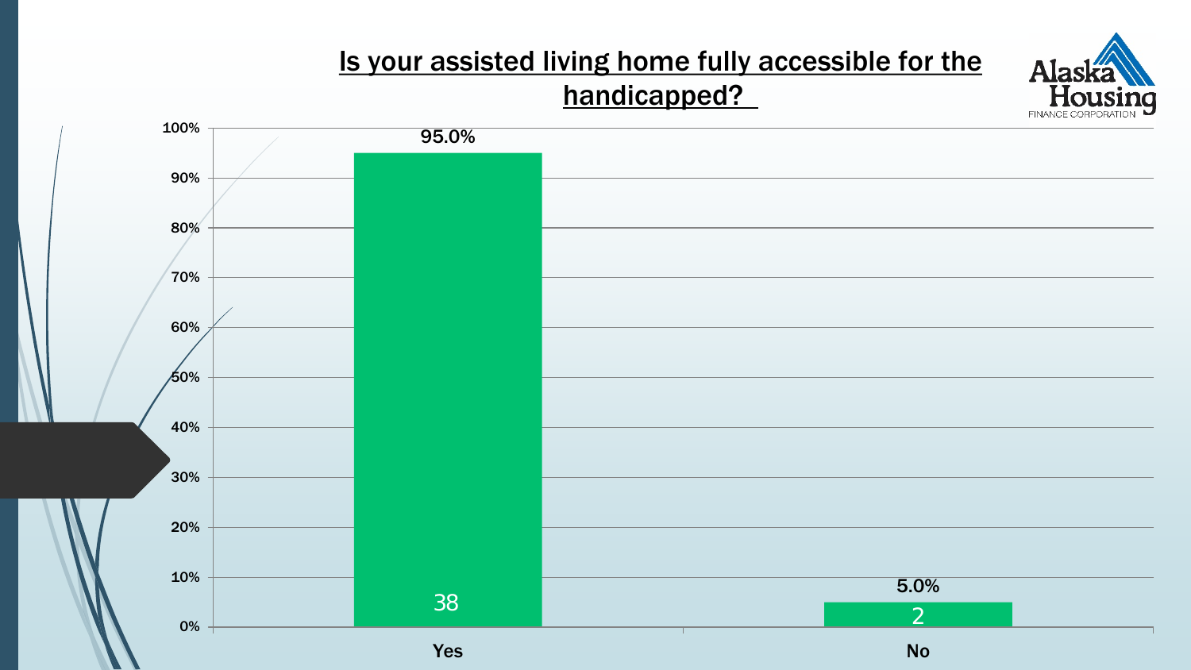# Is your assisted living home fully accessible for the handicapped?

Alaska Housing FINANCE CORPORATION

| Response | Percent | Count |
|---|---|---|
| Yes | 95.0% | 38 |
| No | 5.0% | 2 |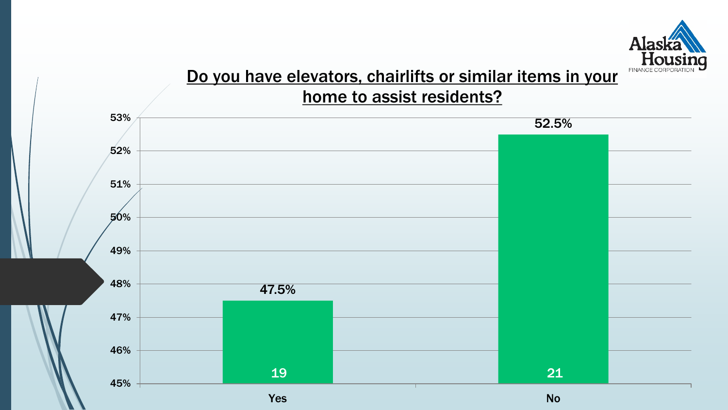## Do you have elevators, chairlifts or similar items in your home to assist residents?

| Response | Percent | Count |
|---|---|---|
| Yes | 47.5% | 19 |
| No | 52.5% | 21 |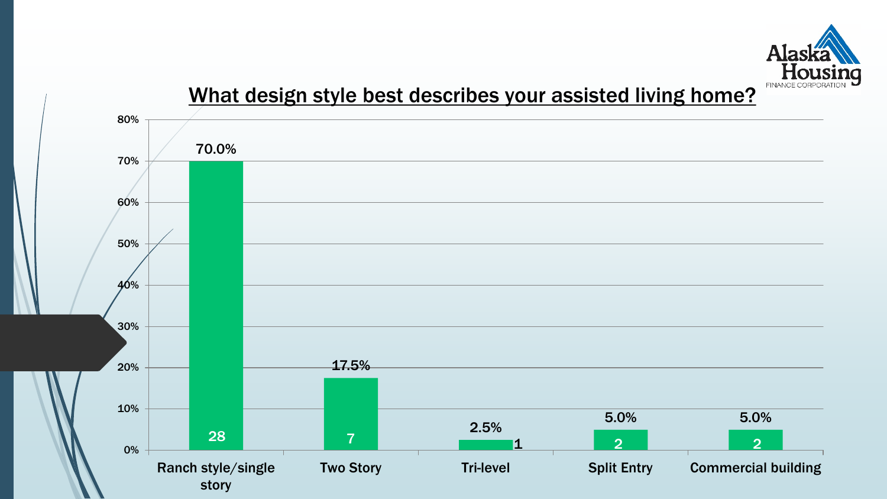## What design style best describes your assisted living home?

| Design style | Percent | Count |
|---|---|---|
| Ranch style/single story | 70.0% | 28 |
| Two Story | 17.5% | 7 |
| Tri-level | 2.5% | 1 |
| Split Entry | 5.0% | 2 |
| Commercial building | 5.0% | 2 |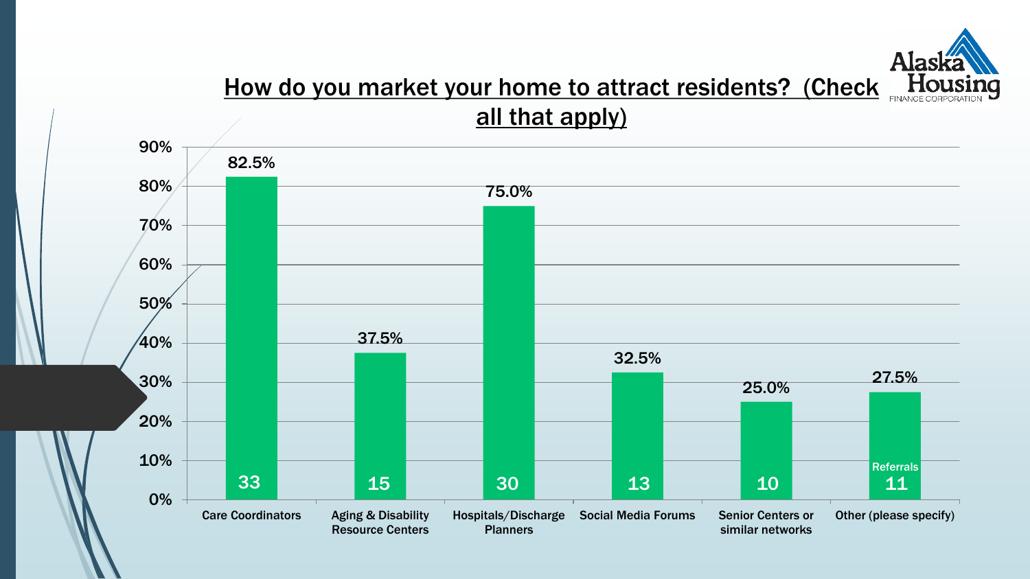## How do you market your home to attract residents? (Check all that apply)

| Response | Percent | Count |
|---|---|---|
| Care Coordinators | 82.5% | 33 |
| Aging & Disability Resource Centers | 37.5% | 15 |
| Hospitals/Discharge Planners | 75.0% | 30 |
| Social Media Forums | 32.5% | 13 |
| Senior Centers or similar networks | 25.0% | 10 |
| Other (please specify) | 27.5% | Referrals 11 |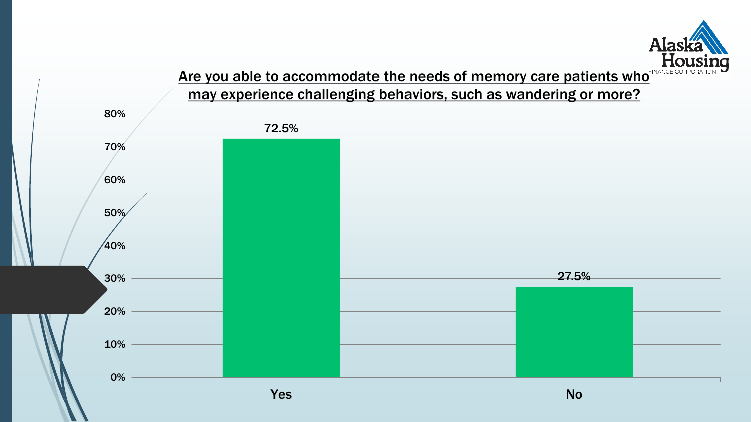## Are you able to accommodate the needs of memory care patients who may experience challenging behaviors, such as wandering or more?

| Response | Percentage |
| --- | --- |
| Yes | 72.5% |
| No | 27.5% |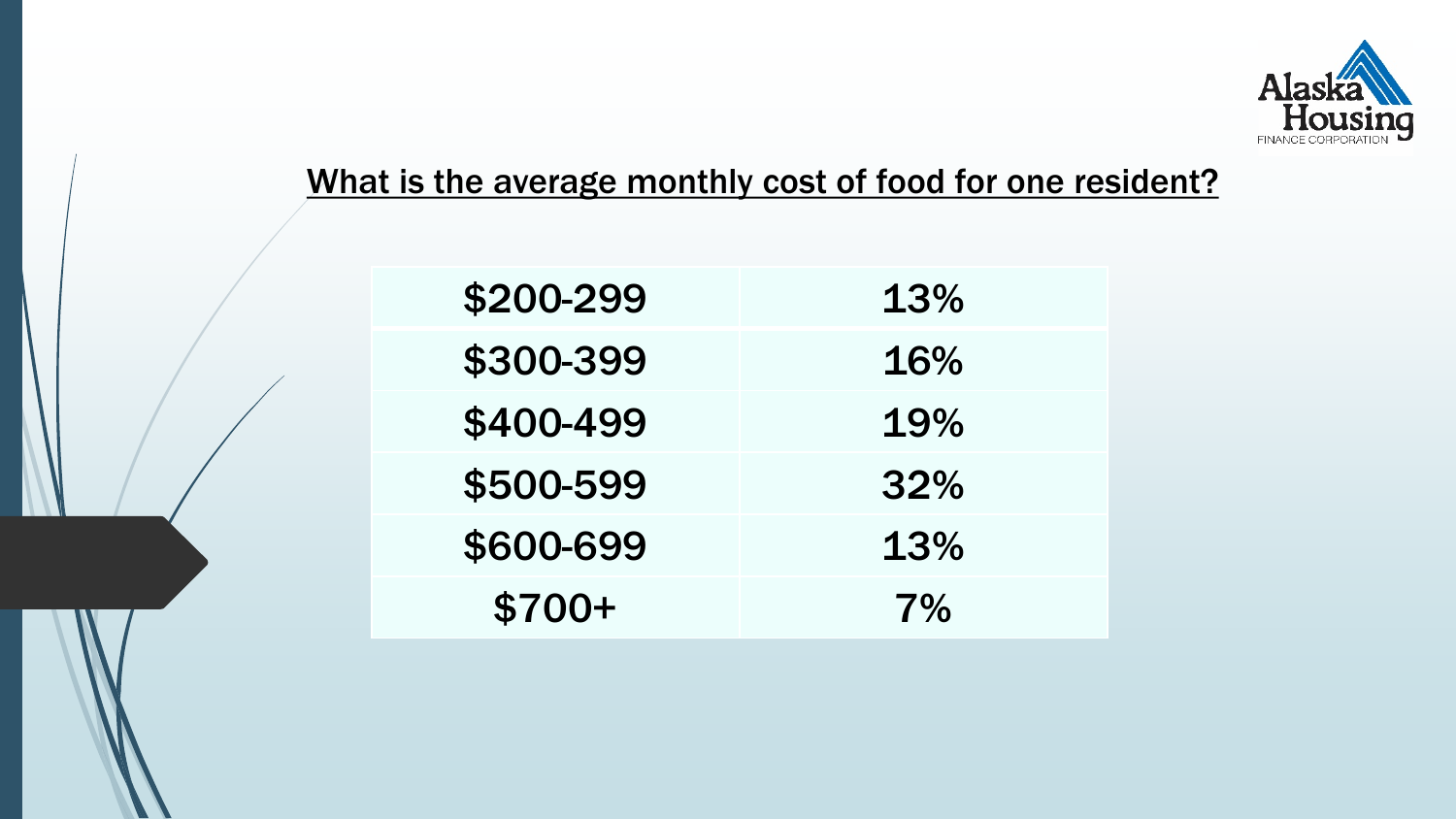Alaska Housing FINANCE CORPORATION

## What is the average monthly cost of food for one resident?

| | |
|---|---|
| $200-299 | 13% |
| $300-399 | 16% |
| $400-499 | 19% |
| $500-599 | 32% |
| $600-699 | 13% |
| $700+ | 7% |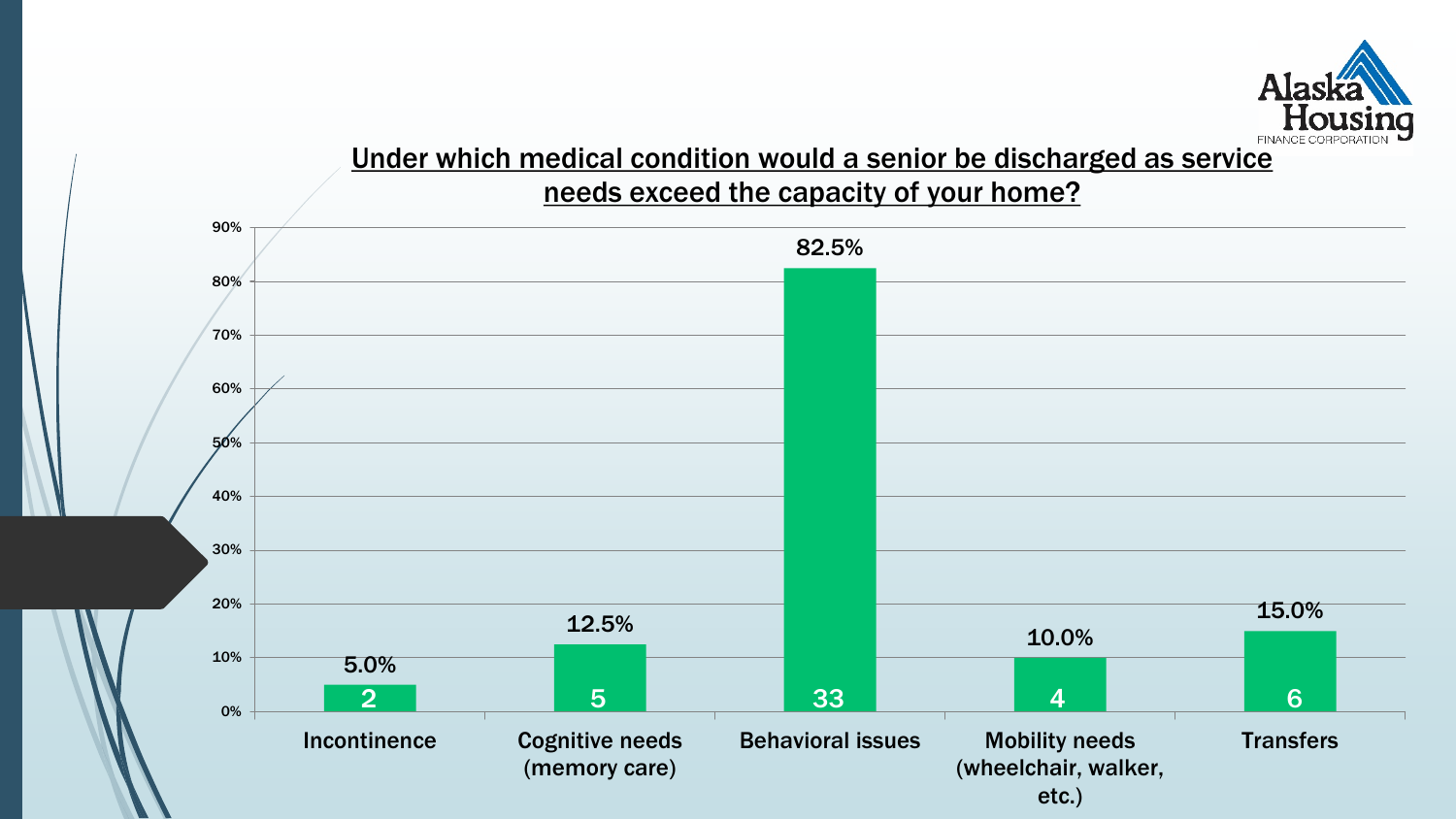## Under which medical condition would a senior be discharged as service needs exceed the capacity of your home?

| Condition | Count | Percent |
|---|---|---|
| Incontinence | 2 | 5.0% |
| Cognitive needs (memory care) | 5 | 12.5% |
| Behavioral issues | 33 | 82.5% |
| Mobility needs (wheelchair, walker, etc.) | 4 | 10.0% |
| Transfers | 6 | 15.0% |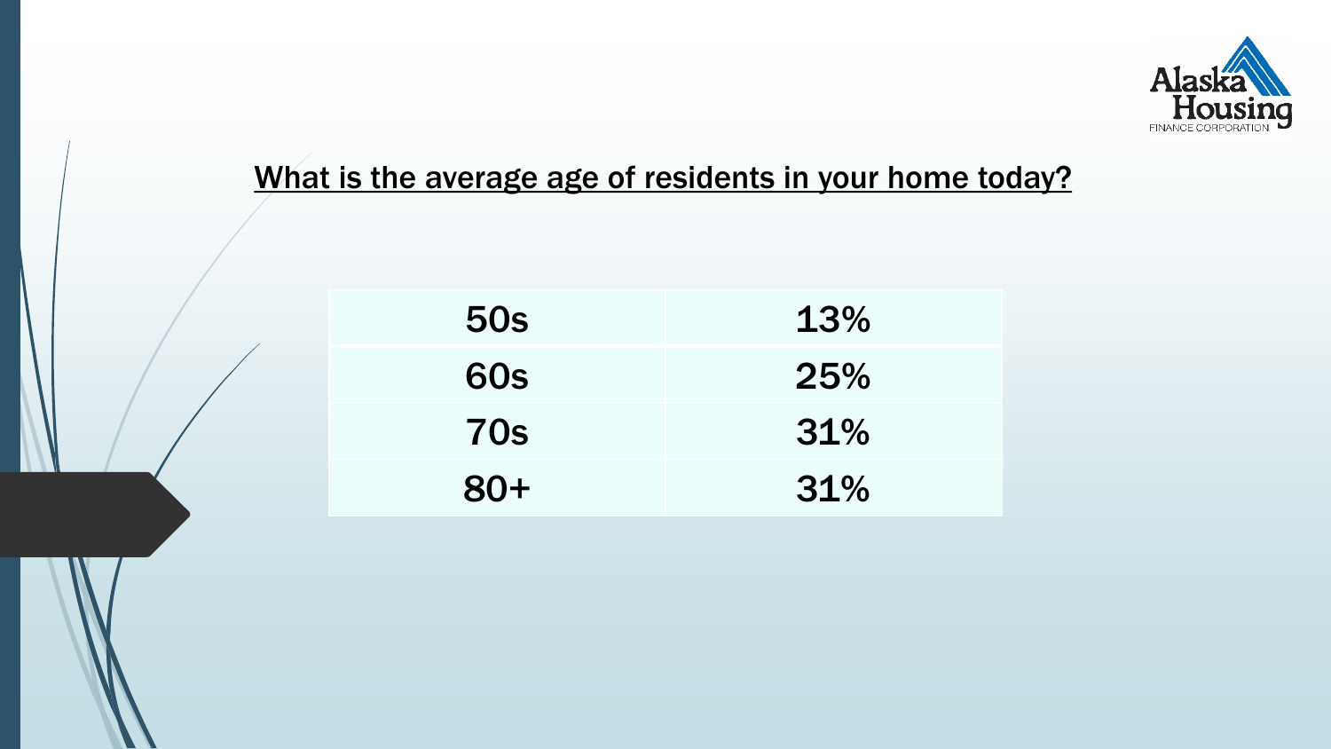## What is the average age of residents in your home today?

| | |
|---|---|
| 50s | 13% |
| 60s | 25% |
| 70s | 31% |
| 80+ | 31% |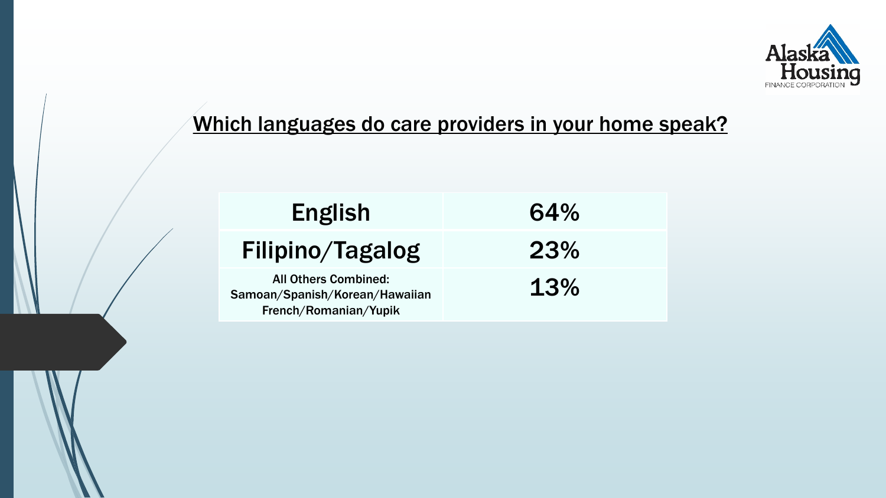## Which languages do care providers in your home speak?

| Language | Percent |
| --- | --- |
| English | 64% |
| Filipino/Tagalog | 23% |
| All Others Combined: Samoan/Spanish/Korean/Hawaiian French/Romanian/Yupik | 13% |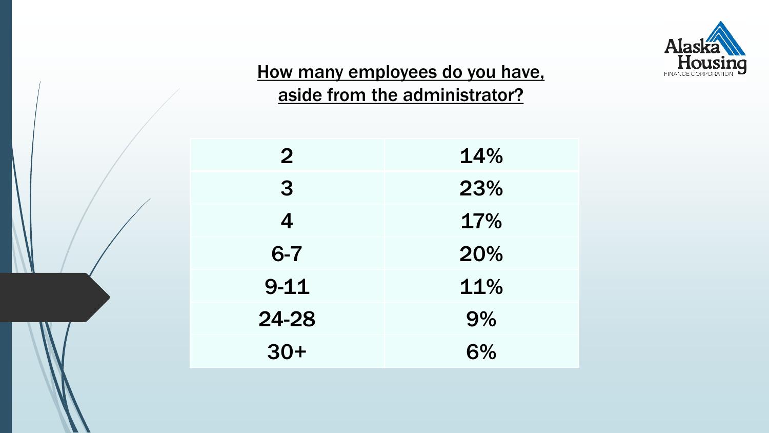## How many employees do you have, aside from the administrator?

| | |
|---|---|
| 2 | 14% |
| 3 | 23% |
| 4 | 17% |
| 6-7 | 20% |
| 9-11 | 11% |
| 24-28 | 9% |
| 30+ | 6% |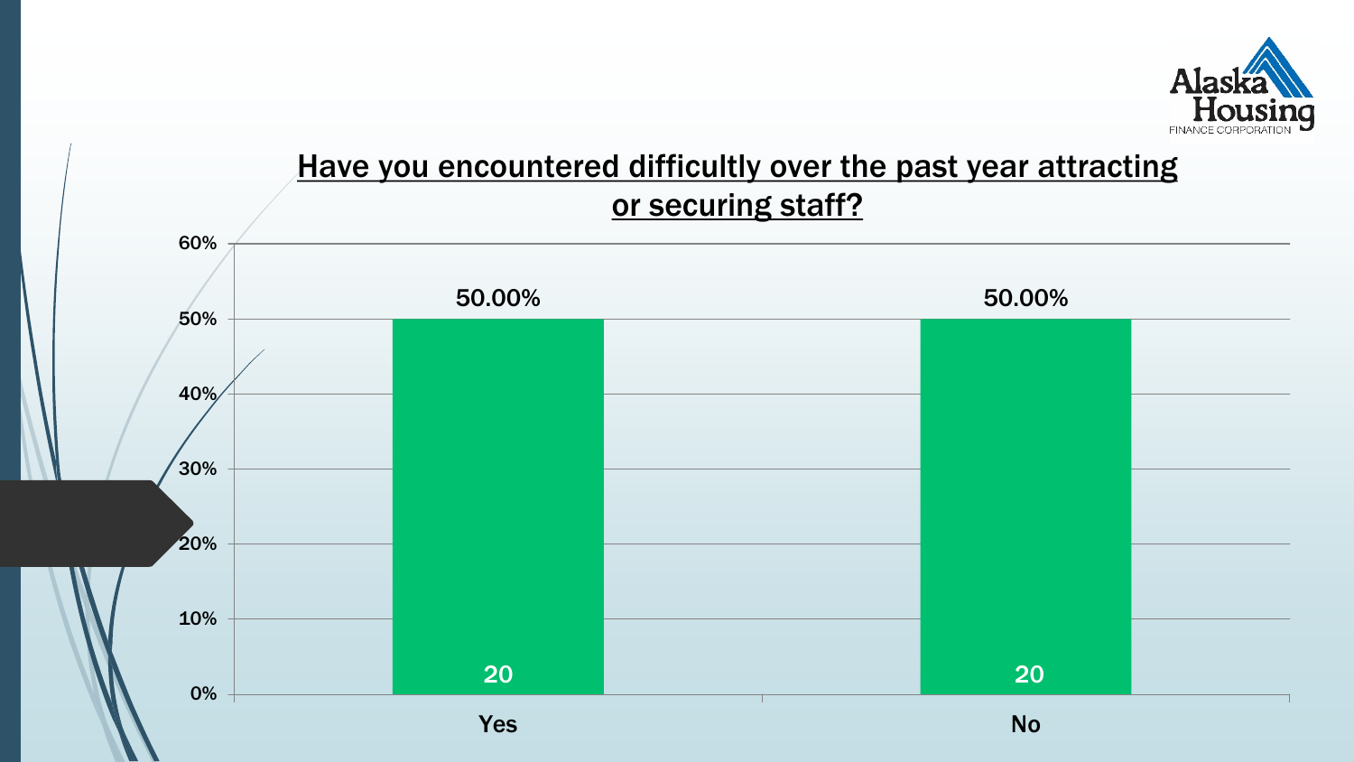## Have you encountered difficultly over the past year attracting or securing staff?

| Response | Percentage | Count |
|---|---|---|
| Yes | 50.00% | 20 |
| No | 50.00% | 20 |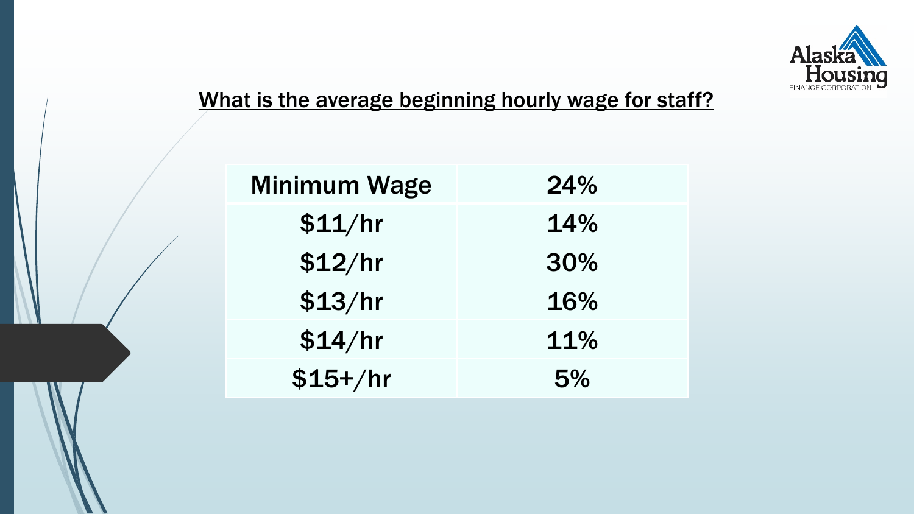## What is the average beginning hourly wage for staff?

| | |
|---|---|
| Minimum Wage | 24% |
| $11/hr | 14% |
| $12/hr | 30% |
| $13/hr | 16% |
| $14/hr | 11% |
| $15+/hr | 5% |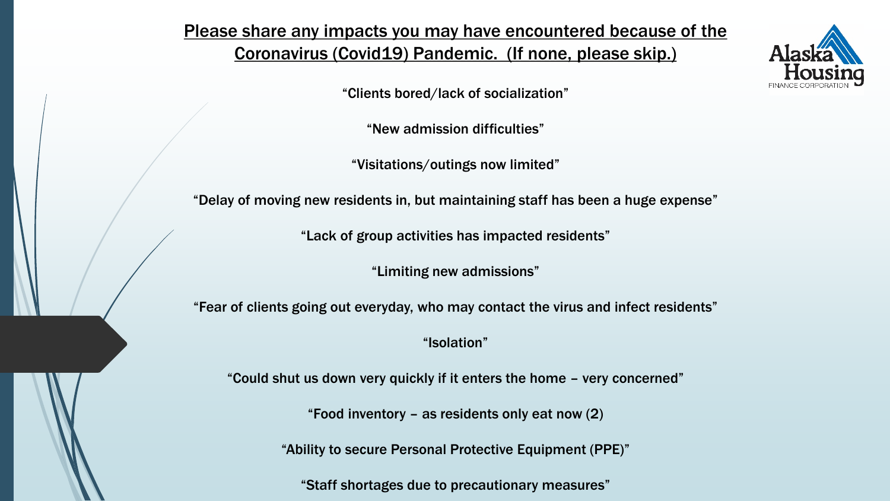## Please share any impacts you may have encountered because of the Coronavirus (Covid19) Pandemic. (If none, please skip.)

"Clients bored/lack of socialization"

"New admission difficulties"

"Visitations/outings now limited"

"Delay of moving new residents in, but maintaining staff has been a huge expense"

"Lack of group activities has impacted residents"

"Limiting new admissions"

"Fear of clients going out everyday, who may contact the virus and infect residents"

"Isolation"

"Could shut us down very quickly if it enters the home – very concerned"

"Food inventory – as residents only eat now (2)

"Ability to secure Personal Protective Equipment (PPE)"

"Staff shortages due to precautionary measures"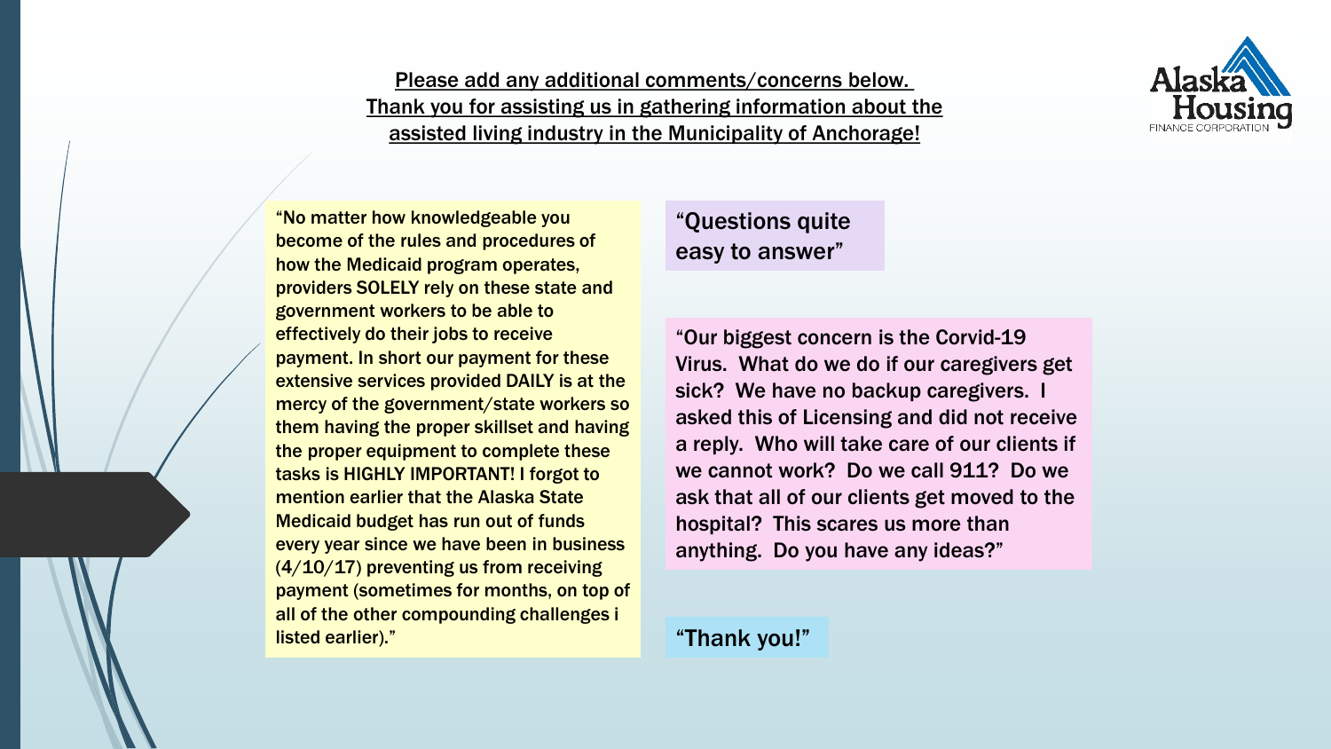Please add any additional comments/concerns below.
Thank you for assisting us in gathering information about the assisted living industry in the Municipality of Anchorage!

"No matter how knowledgeable you become of the rules and procedures of how the Medicaid program operates, providers SOLELY rely on these state and government workers to be able to effectively do their jobs to receive payment. In short our payment for these extensive services provided DAILY is at the mercy of the government/state workers so them having the proper skillset and having the proper equipment to complete these tasks is HIGHLY IMPORTANT! I forgot to mention earlier that the Alaska State Medicaid budget has run out of funds every year since we have been in business (4/10/17) preventing us from receiving payment (sometimes for months, on top of all of the other compounding challenges i listed earlier)."

"Questions quite easy to answer"

"Our biggest concern is the Corvid-19 Virus. What do we do if our caregivers get sick? We have no backup caregivers. I asked this of Licensing and did not receive a reply. Who will take care of our clients if we cannot work? Do we call 911? Do we ask that all of our clients get moved to the hospital? This scares us more than anything. Do you have any ideas?"

"Thank you!"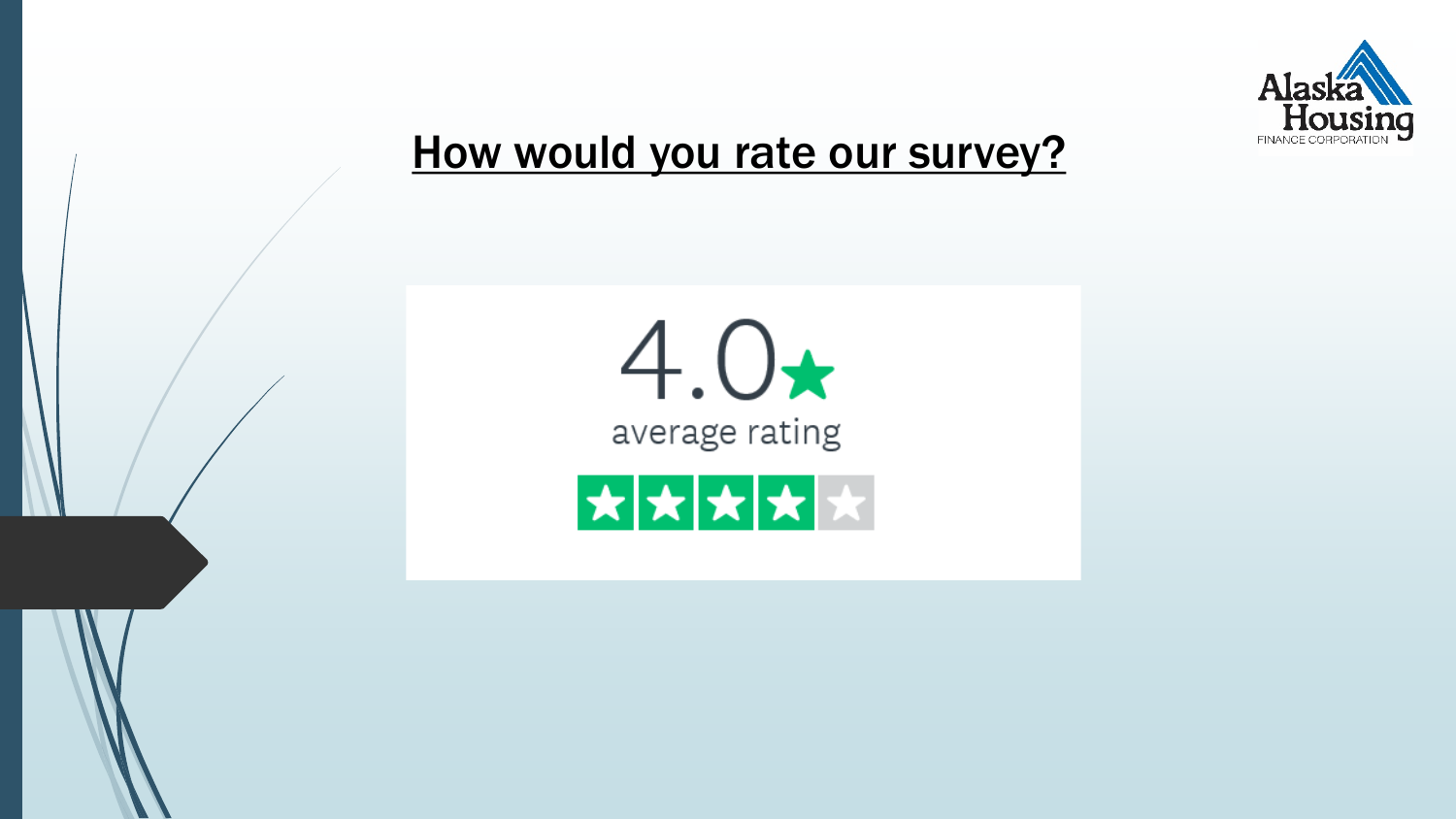# How would you rate our survey?

4.0★

average rating